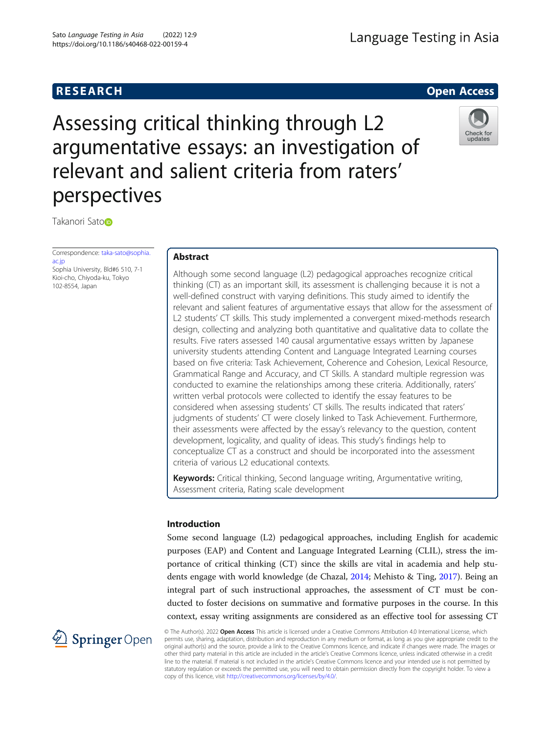**RESEARCH** **Open Access**

# Assessing critical thinking through L2 argumentative essays: an investigation of relevant and salient criteria from raters' perspectives

Takanori Sato

Correspondence: taka-sato@sophia.ac.jp
Sophia University, Bld#6 510, 7-1 Kioi-cho, Chiyoda-ku, Tokyo 102-8554, Japan

## Abstract

Although some second language (L2) pedagogical approaches recognize critical thinking (CT) as an important skill, its assessment is challenging because it is not a well-defined construct with varying definitions. This study aimed to identify the relevant and salient features of argumentative essays that allow for the assessment of L2 students' CT skills. This study implemented a convergent mixed-methods research design, collecting and analyzing both quantitative and qualitative data to collate the results. Five raters assessed 140 causal argumentative essays written by Japanese university students attending Content and Language Integrated Learning courses based on five criteria: Task Achievement, Coherence and Cohesion, Lexical Resource, Grammatical Range and Accuracy, and CT Skills. A standard multiple regression was conducted to examine the relationships among these criteria. Additionally, raters' written verbal protocols were collected to identify the essay features to be considered when assessing students' CT skills. The results indicated that raters' judgments of students' CT were closely linked to Task Achievement. Furthermore, their assessments were affected by the essay's relevancy to the question, content development, logicality, and quality of ideas. This study's findings help to conceptualize CT as a construct and should be incorporated into the assessment criteria of various L2 educational contexts.

**Keywords:** Critical thinking, Second language writing, Argumentative writing, Assessment criteria, Rating scale development

## Introduction

Some second language (L2) pedagogical approaches, including English for academic purposes (EAP) and Content and Language Integrated Learning (CLIL), stress the importance of critical thinking (CT) since the skills are vital in academia and help students engage with world knowledge (de Chazal, 2014; Mehisto & Ting, 2017). Being an integral part of such instructional approaches, the assessment of CT must be conducted to foster decisions on summative and formative purposes in the course. In this context, essay writing assignments are considered as an effective tool for assessing CT

© The Author(s). 2022 **Open Access** This article is licensed under a Creative Commons Attribution 4.0 International License, which permits use, sharing, adaptation, distribution and reproduction in any medium or format, as long as you give appropriate credit to the original author(s) and the source, provide a link to the Creative Commons licence, and indicate if changes were made. The images or other third party material in this article are included in the article's Creative Commons licence, unless indicated otherwise in a credit line to the material. If material is not included in the article's Creative Commons licence and your intended use is not permitted by statutory regulation or exceeds the permitted use, you will need to obtain permission directly from the copyright holder. To view a copy of this licence, visit http://creativecommons.org/licenses/by/4.0/.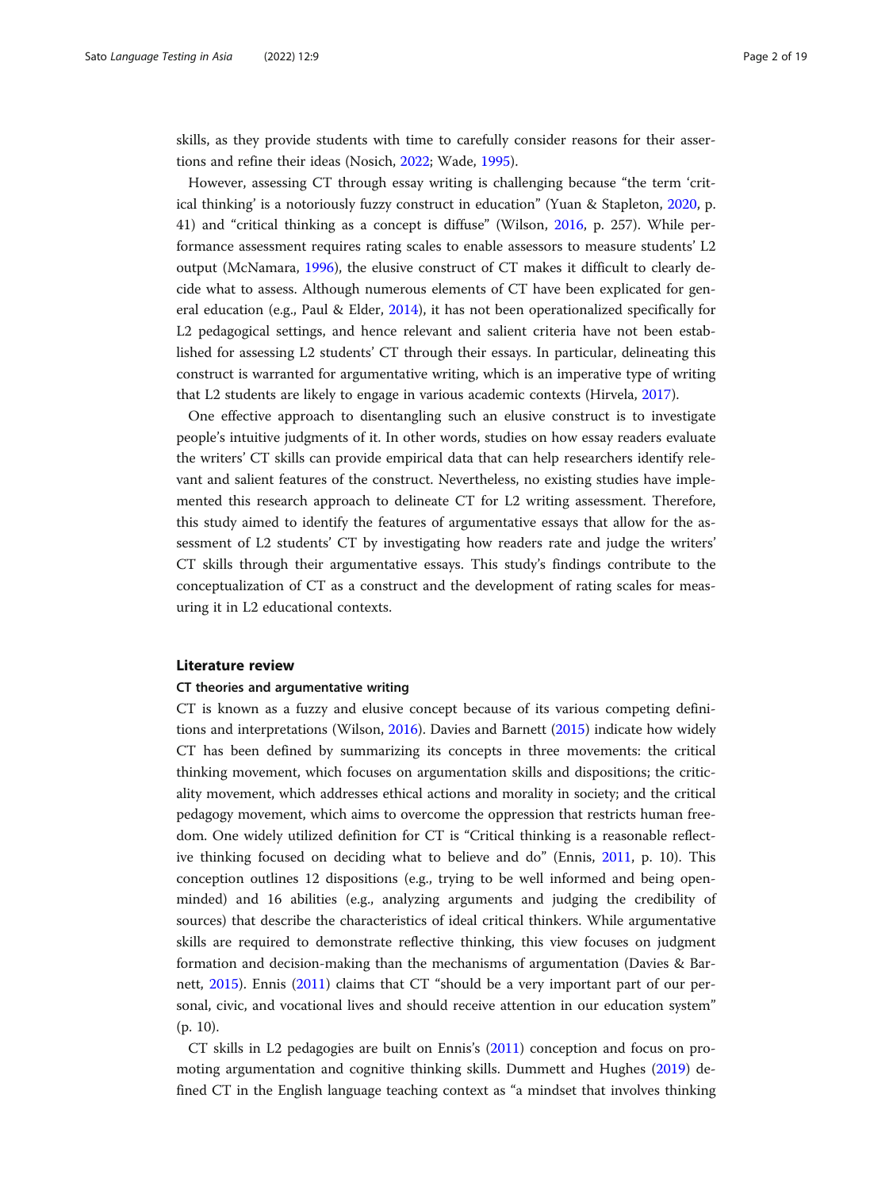skills, as they provide students with time to carefully consider reasons for their assertions and refine their ideas (Nosich, 2022; Wade, 1995).

However, assessing CT through essay writing is challenging because "the term 'critical thinking' is a notoriously fuzzy construct in education" (Yuan & Stapleton, 2020, p. 41) and "critical thinking as a concept is diffuse" (Wilson, 2016, p. 257). While performance assessment requires rating scales to enable assessors to measure students' L2 output (McNamara, 1996), the elusive construct of CT makes it difficult to clearly decide what to assess. Although numerous elements of CT have been explicated for general education (e.g., Paul & Elder, 2014), it has not been operationalized specifically for L2 pedagogical settings, and hence relevant and salient criteria have not been established for assessing L2 students' CT through their essays. In particular, delineating this construct is warranted for argumentative writing, which is an imperative type of writing that L2 students are likely to engage in various academic contexts (Hirvela, 2017).

One effective approach to disentangling such an elusive construct is to investigate people's intuitive judgments of it. In other words, studies on how essay readers evaluate the writers' CT skills can provide empirical data that can help researchers identify relevant and salient features of the construct. Nevertheless, no existing studies have implemented this research approach to delineate CT for L2 writing assessment. Therefore, this study aimed to identify the features of argumentative essays that allow for the assessment of L2 students' CT by investigating how readers rate and judge the writers' CT skills through their argumentative essays. This study's findings contribute to the conceptualization of CT as a construct and the development of rating scales for measuring it in L2 educational contexts.

## Literature review

### CT theories and argumentative writing

CT is known as a fuzzy and elusive concept because of its various competing definitions and interpretations (Wilson, 2016). Davies and Barnett (2015) indicate how widely CT has been defined by summarizing its concepts in three movements: the critical thinking movement, which focuses on argumentation skills and dispositions; the criticality movement, which addresses ethical actions and morality in society; and the critical pedagogy movement, which aims to overcome the oppression that restricts human freedom. One widely utilized definition for CT is "Critical thinking is a reasonable reflective thinking focused on deciding what to believe and do" (Ennis, 2011, p. 10). This conception outlines 12 dispositions (e.g., trying to be well informed and being open-minded) and 16 abilities (e.g., analyzing arguments and judging the credibility of sources) that describe the characteristics of ideal critical thinkers. While argumentative skills are required to demonstrate reflective thinking, this view focuses on judgment formation and decision-making than the mechanisms of argumentation (Davies & Barnett, 2015). Ennis (2011) claims that CT "should be a very important part of our personal, civic, and vocational lives and should receive attention in our education system" (p. 10).

CT skills in L2 pedagogies are built on Ennis's (2011) conception and focus on promoting argumentation and cognitive thinking skills. Dummett and Hughes (2019) defined CT in the English language teaching context as "a mindset that involves thinking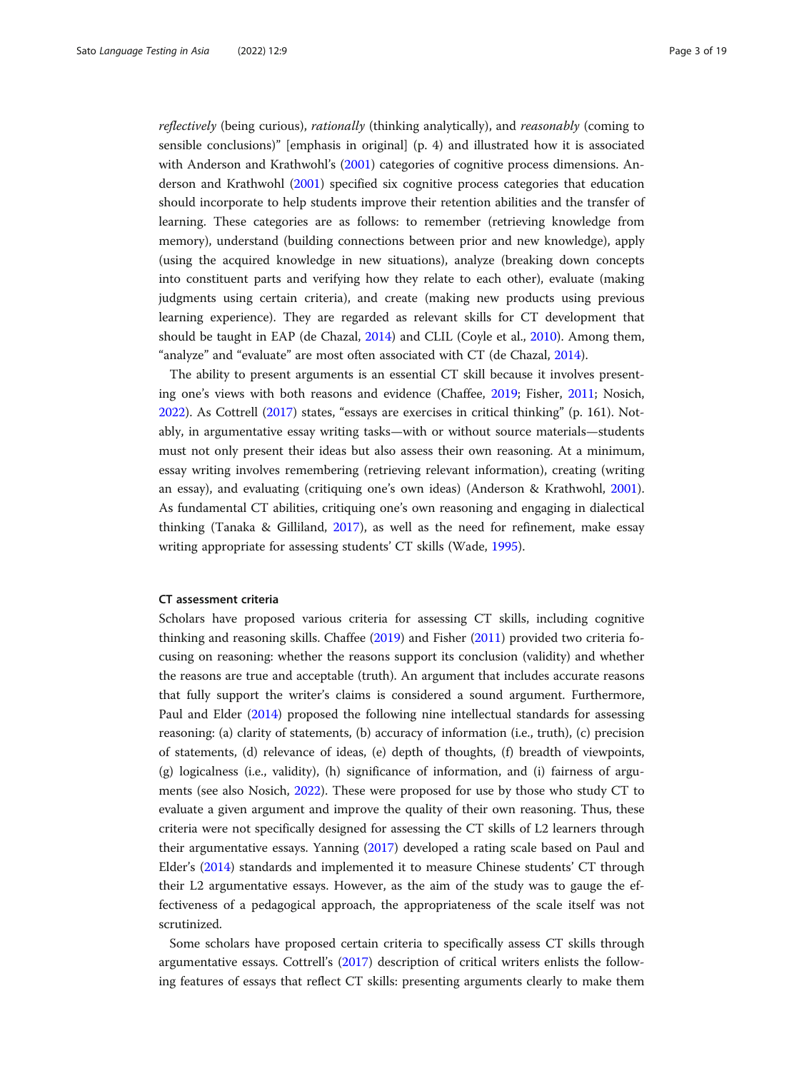*reflectively* (being curious), *rationally* (thinking analytically), and *reasonably* (coming to sensible conclusions)" [emphasis in original] (p. 4) and illustrated how it is associated with Anderson and Krathwohl's (2001) categories of cognitive process dimensions. Anderson and Krathwohl (2001) specified six cognitive process categories that education should incorporate to help students improve their retention abilities and the transfer of learning. These categories are as follows: to remember (retrieving knowledge from memory), understand (building connections between prior and new knowledge), apply (using the acquired knowledge in new situations), analyze (breaking down concepts into constituent parts and verifying how they relate to each other), evaluate (making judgments using certain criteria), and create (making new products using previous learning experience). They are regarded as relevant skills for CT development that should be taught in EAP (de Chazal, 2014) and CLIL (Coyle et al., 2010). Among them, "analyze" and "evaluate" are most often associated with CT (de Chazal, 2014).

The ability to present arguments is an essential CT skill because it involves presenting one's views with both reasons and evidence (Chaffee, 2019; Fisher, 2011; Nosich, 2022). As Cottrell (2017) states, "essays are exercises in critical thinking" (p. 161). Notably, in argumentative essay writing tasks—with or without source materials—students must not only present their ideas but also assess their own reasoning. At a minimum, essay writing involves remembering (retrieving relevant information), creating (writing an essay), and evaluating (critiquing one's own ideas) (Anderson & Krathwohl, 2001). As fundamental CT abilities, critiquing one's own reasoning and engaging in dialectical thinking (Tanaka & Gilliland, 2017), as well as the need for refinement, make essay writing appropriate for assessing students' CT skills (Wade, 1995).

### CT assessment criteria

Scholars have proposed various criteria for assessing CT skills, including cognitive thinking and reasoning skills. Chaffee (2019) and Fisher (2011) provided two criteria focusing on reasoning: whether the reasons support its conclusion (validity) and whether the reasons are true and acceptable (truth). An argument that includes accurate reasons that fully support the writer's claims is considered a sound argument. Furthermore, Paul and Elder (2014) proposed the following nine intellectual standards for assessing reasoning: (a) clarity of statements, (b) accuracy of information (i.e., truth), (c) precision of statements, (d) relevance of ideas, (e) depth of thoughts, (f) breadth of viewpoints, (g) logicalness (i.e., validity), (h) significance of information, and (i) fairness of arguments (see also Nosich, 2022). These were proposed for use by those who study CT to evaluate a given argument and improve the quality of their own reasoning. Thus, these criteria were not specifically designed for assessing the CT skills of L2 learners through their argumentative essays. Yanning (2017) developed a rating scale based on Paul and Elder's (2014) standards and implemented it to measure Chinese students' CT through their L2 argumentative essays. However, as the aim of the study was to gauge the effectiveness of a pedagogical approach, the appropriateness of the scale itself was not scrutinized.

Some scholars have proposed certain criteria to specifically assess CT skills through argumentative essays. Cottrell's (2017) description of critical writers enlists the following features of essays that reflect CT skills: presenting arguments clearly to make them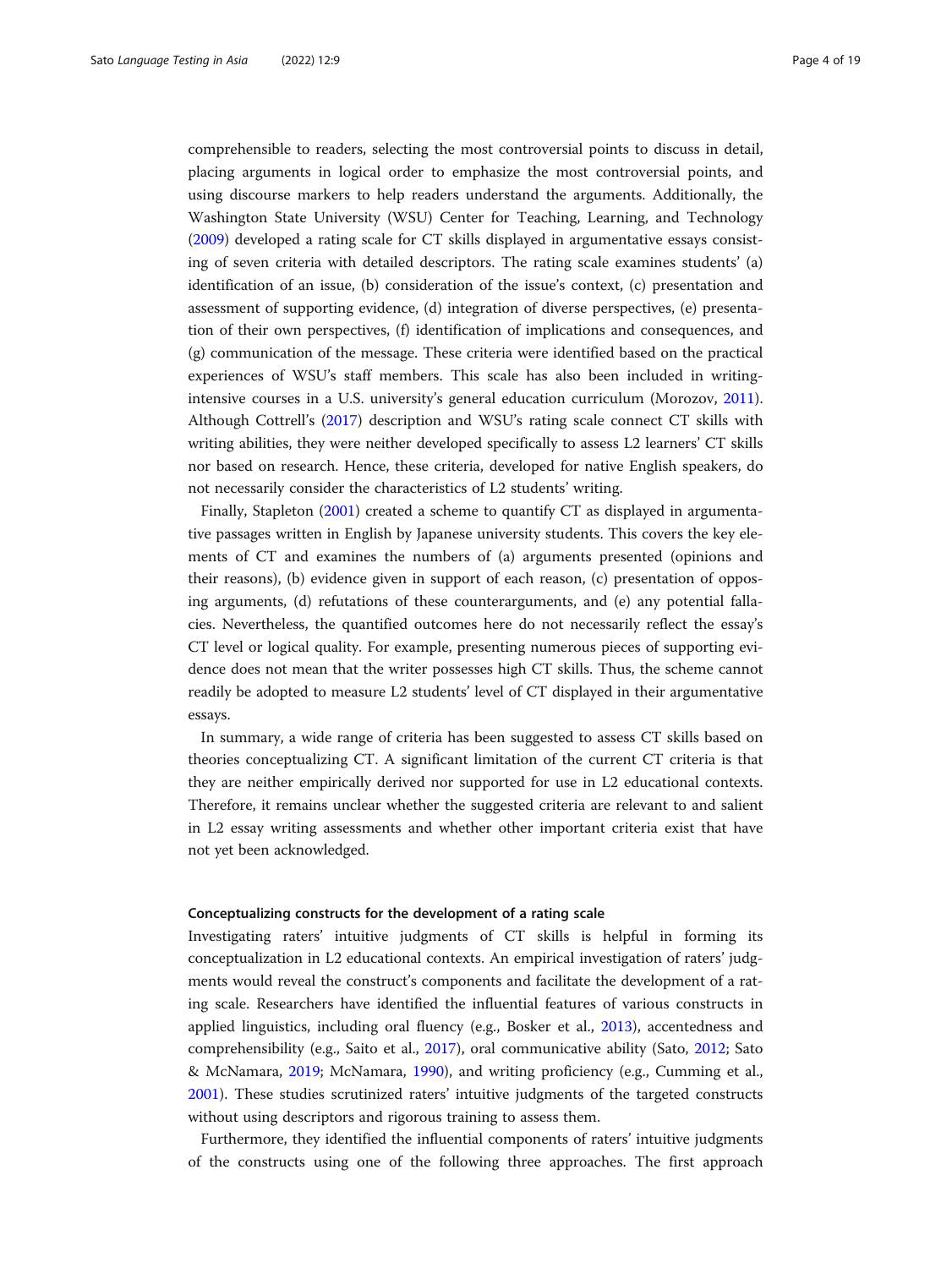comprehensible to readers, selecting the most controversial points to discuss in detail, placing arguments in logical order to emphasize the most controversial points, and using discourse markers to help readers understand the arguments. Additionally, the Washington State University (WSU) Center for Teaching, Learning, and Technology (2009) developed a rating scale for CT skills displayed in argumentative essays consisting of seven criteria with detailed descriptors. The rating scale examines students' (a) identification of an issue, (b) consideration of the issue's context, (c) presentation and assessment of supporting evidence, (d) integration of diverse perspectives, (e) presentation of their own perspectives, (f) identification of implications and consequences, and (g) communication of the message. These criteria were identified based on the practical experiences of WSU's staff members. This scale has also been included in writing-intensive courses in a U.S. university's general education curriculum (Morozov, 2011). Although Cottrell's (2017) description and WSU's rating scale connect CT skills with writing abilities, they were neither developed specifically to assess L2 learners' CT skills nor based on research. Hence, these criteria, developed for native English speakers, do not necessarily consider the characteristics of L2 students' writing.

Finally, Stapleton (2001) created a scheme to quantify CT as displayed in argumentative passages written in English by Japanese university students. This covers the key elements of CT and examines the numbers of (a) arguments presented (opinions and their reasons), (b) evidence given in support of each reason, (c) presentation of opposing arguments, (d) refutations of these counterarguments, and (e) any potential fallacies. Nevertheless, the quantified outcomes here do not necessarily reflect the essay's CT level or logical quality. For example, presenting numerous pieces of supporting evidence does not mean that the writer possesses high CT skills. Thus, the scheme cannot readily be adopted to measure L2 students' level of CT displayed in their argumentative essays.

In summary, a wide range of criteria has been suggested to assess CT skills based on theories conceptualizing CT. A significant limitation of the current CT criteria is that they are neither empirically derived nor supported for use in L2 educational contexts. Therefore, it remains unclear whether the suggested criteria are relevant to and salient in L2 essay writing assessments and whether other important criteria exist that have not yet been acknowledged.

#### Conceptualizing constructs for the development of a rating scale

Investigating raters' intuitive judgments of CT skills is helpful in forming its conceptualization in L2 educational contexts. An empirical investigation of raters' judgments would reveal the construct's components and facilitate the development of a rating scale. Researchers have identified the influential features of various constructs in applied linguistics, including oral fluency (e.g., Bosker et al., 2013), accentedness and comprehensibility (e.g., Saito et al., 2017), oral communicative ability (Sato, 2012; Sato & McNamara, 2019; McNamara, 1990), and writing proficiency (e.g., Cumming et al., 2001). These studies scrutinized raters' intuitive judgments of the targeted constructs without using descriptors and rigorous training to assess them.

Furthermore, they identified the influential components of raters' intuitive judgments of the constructs using one of the following three approaches. The first approach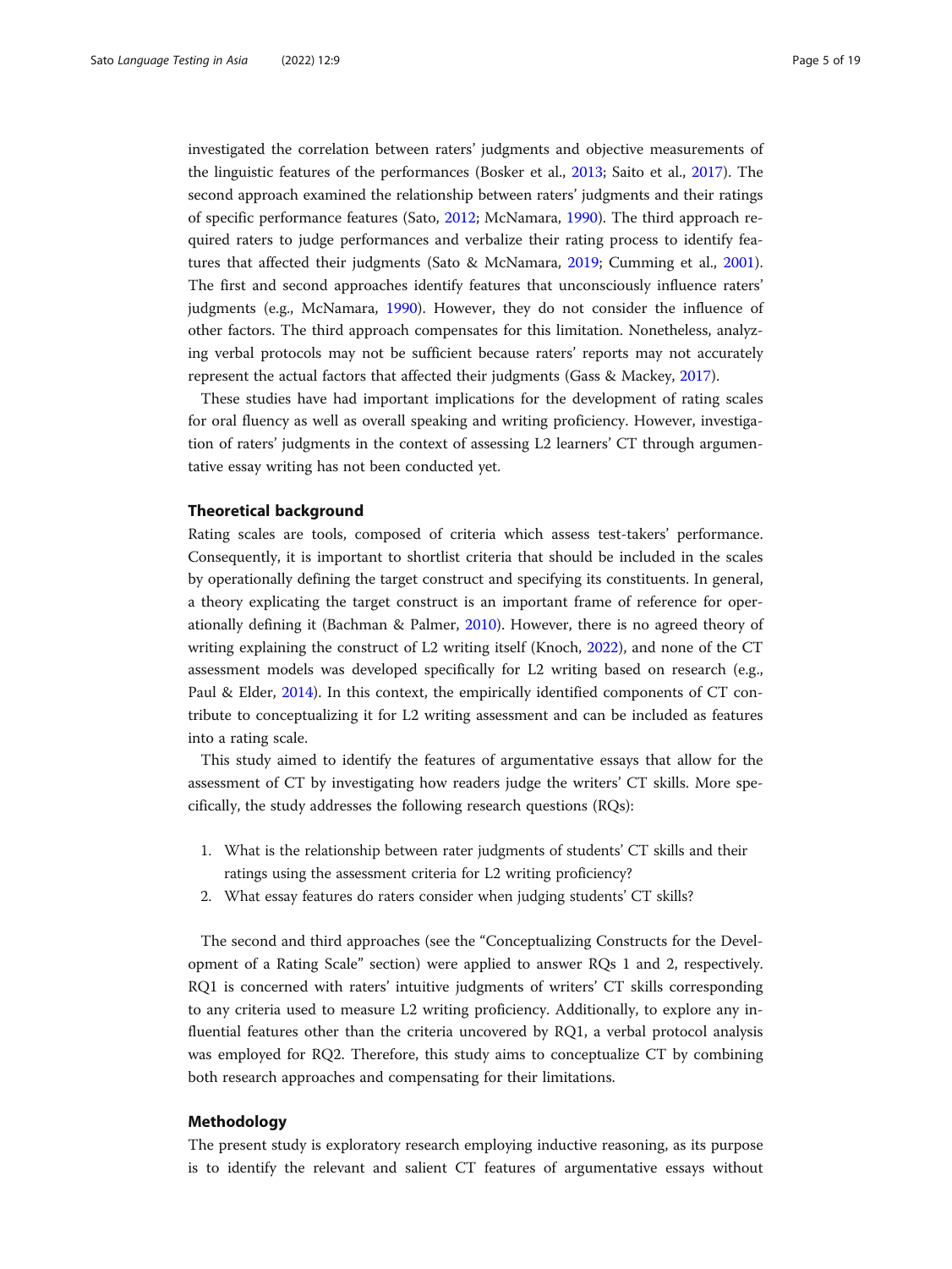investigated the correlation between raters' judgments and objective measurements of the linguistic features of the performances (Bosker et al., 2013; Saito et al., 2017). The second approach examined the relationship between raters' judgments and their ratings of specific performance features (Sato, 2012; McNamara, 1990). The third approach required raters to judge performances and verbalize their rating process to identify features that affected their judgments (Sato & McNamara, 2019; Cumming et al., 2001). The first and second approaches identify features that unconsciously influence raters' judgments (e.g., McNamara, 1990). However, they do not consider the influence of other factors. The third approach compensates for this limitation. Nonetheless, analyzing verbal protocols may not be sufficient because raters' reports may not accurately represent the actual factors that affected their judgments (Gass & Mackey, 2017).

These studies have had important implications for the development of rating scales for oral fluency as well as overall speaking and writing proficiency. However, investigation of raters' judgments in the context of assessing L2 learners' CT through argumentative essay writing has not been conducted yet.

## Theoretical background

Rating scales are tools, composed of criteria which assess test-takers' performance. Consequently, it is important to shortlist criteria that should be included in the scales by operationally defining the target construct and specifying its constituents. In general, a theory explicating the target construct is an important frame of reference for operationally defining it (Bachman & Palmer, 2010). However, there is no agreed theory of writing explaining the construct of L2 writing itself (Knoch, 2022), and none of the CT assessment models was developed specifically for L2 writing based on research (e.g., Paul & Elder, 2014). In this context, the empirically identified components of CT contribute to conceptualizing it for L2 writing assessment and can be included as features into a rating scale.

This study aimed to identify the features of argumentative essays that allow for the assessment of CT by investigating how readers judge the writers' CT skills. More specifically, the study addresses the following research questions (RQs):

1. What is the relationship between rater judgments of students' CT skills and their ratings using the assessment criteria for L2 writing proficiency?
2. What essay features do raters consider when judging students' CT skills?

The second and third approaches (see the "Conceptualizing Constructs for the Development of a Rating Scale" section) were applied to answer RQs 1 and 2, respectively. RQ1 is concerned with raters' intuitive judgments of writers' CT skills corresponding to any criteria used to measure L2 writing proficiency. Additionally, to explore any influential features other than the criteria uncovered by RQ1, a verbal protocol analysis was employed for RQ2. Therefore, this study aims to conceptualize CT by combining both research approaches and compensating for their limitations.

## Methodology

The present study is exploratory research employing inductive reasoning, as its purpose is to identify the relevant and salient CT features of argumentative essays without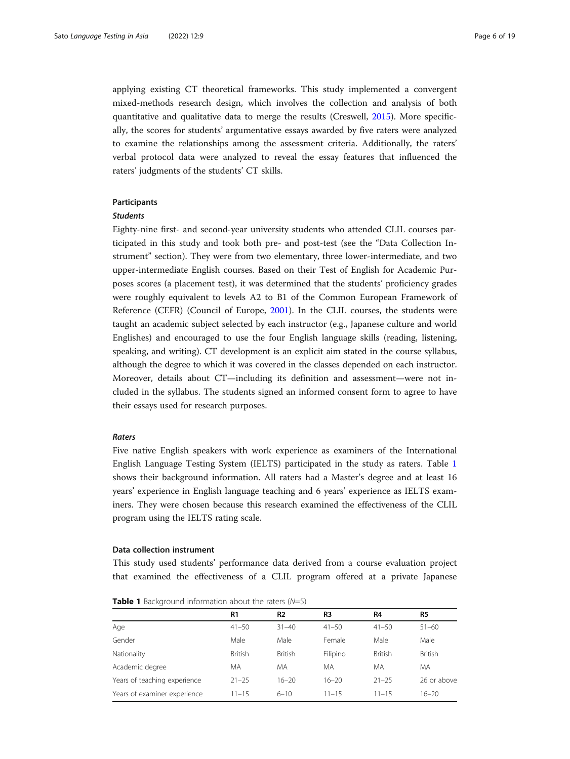applying existing CT theoretical frameworks. This study implemented a convergent mixed-methods research design, which involves the collection and analysis of both quantitative and qualitative data to merge the results (Creswell, 2015). More specifically, the scores for students' argumentative essays awarded by five raters were analyzed to examine the relationships among the assessment criteria. Additionally, the raters' verbal protocol data were analyzed to reveal the essay features that influenced the raters' judgments of the students' CT skills.

### Participants

#### *Students*

Eighty-nine first- and second-year university students who attended CLIL courses participated in this study and took both pre- and post-test (see the "Data Collection Instrument" section). They were from two elementary, three lower-intermediate, and two upper-intermediate English courses. Based on their Test of English for Academic Purposes scores (a placement test), it was determined that the students' proficiency grades were roughly equivalent to levels A2 to B1 of the Common European Framework of Reference (CEFR) (Council of Europe, 2001). In the CLIL courses, the students were taught an academic subject selected by each instructor (e.g., Japanese culture and world Englishes) and encouraged to use the four English language skills (reading, listening, speaking, and writing). CT development is an explicit aim stated in the course syllabus, although the degree to which it was covered in the classes depended on each instructor. Moreover, details about CT—including its definition and assessment—were not included in the syllabus. The students signed an informed consent form to agree to have their essays used for research purposes.

#### *Raters*

Five native English speakers with work experience as examiners of the International English Language Testing System (IELTS) participated in the study as raters. Table 1 shows their background information. All raters had a Master's degree and at least 16 years' experience in English language teaching and 6 years' experience as IELTS examiners. They were chosen because this research examined the effectiveness of the CLIL program using the IELTS rating scale.

### Data collection instrument

This study used students' performance data derived from a course evaluation project that examined the effectiveness of a CLIL program offered at a private Japanese

**Table 1** Background information about the raters (*N*=5)

| | R1 | R2 | R3 | R4 | R5 |
|---|---|---|---|---|---|
| Age | 41–50 | 31–40 | 41–50 | 41–50 | 51–60 |
| Gender | Male | Male | Female | Male | Male |
| Nationality | British | British | Filipino | British | British |
| Academic degree | MA | MA | MA | MA | MA |
| Years of teaching experience | 21–25 | 16–20 | 16–20 | 21–25 | 26 or above |
| Years of examiner experience | 11–15 | 6–10 | 11–15 | 11–15 | 16–20 |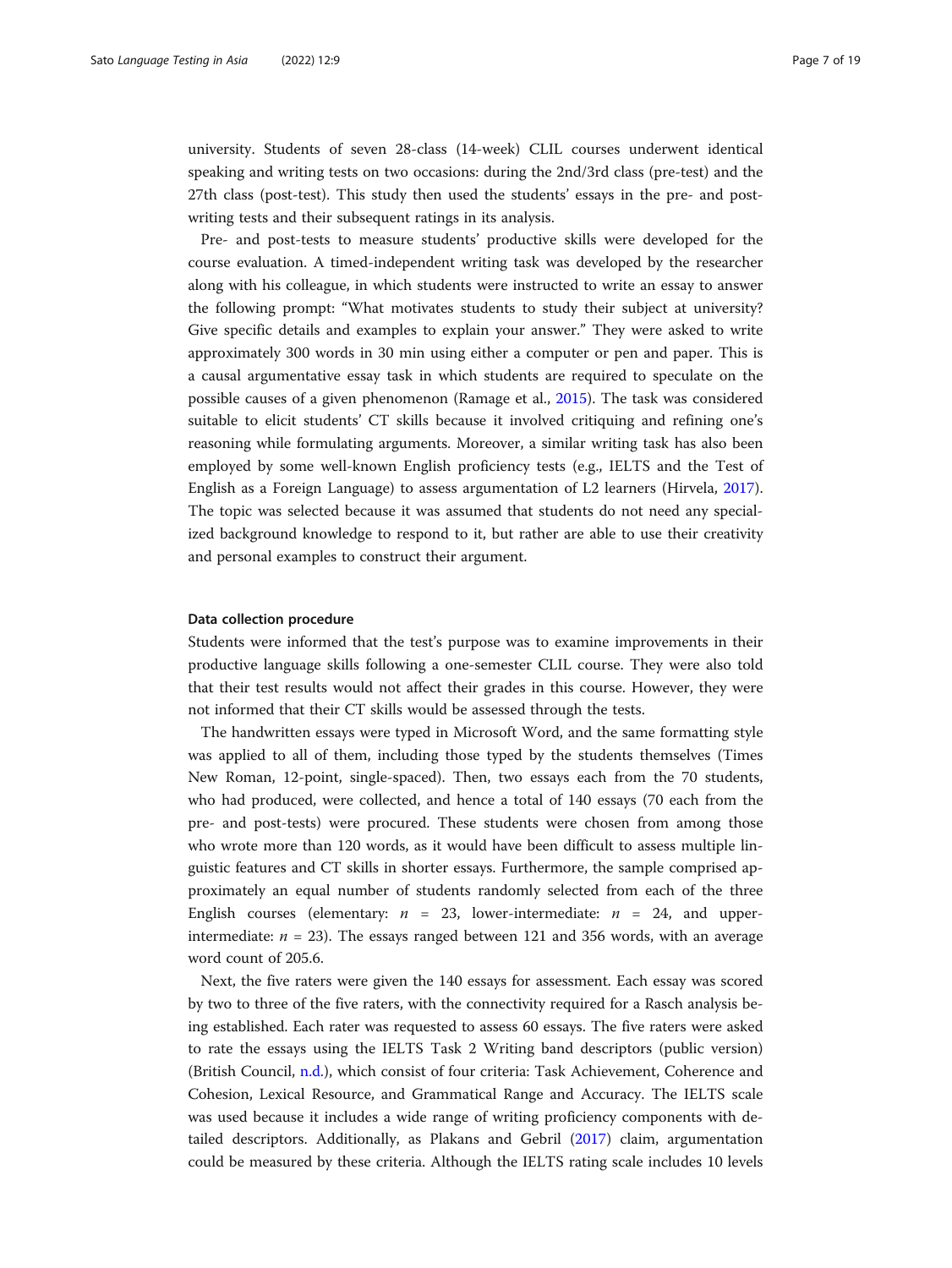university. Students of seven 28-class (14-week) CLIL courses underwent identical speaking and writing tests on two occasions: during the 2nd/3rd class (pre-test) and the 27th class (post-test). This study then used the students' essays in the pre- and post-writing tests and their subsequent ratings in its analysis.

Pre- and post-tests to measure students' productive skills were developed for the course evaluation. A timed-independent writing task was developed by the researcher along with his colleague, in which students were instructed to write an essay to answer the following prompt: "What motivates students to study their subject at university? Give specific details and examples to explain your answer." They were asked to write approximately 300 words in 30 min using either a computer or pen and paper. This is a causal argumentative essay task in which students are required to speculate on the possible causes of a given phenomenon (Ramage et al., 2015). The task was considered suitable to elicit students' CT skills because it involved critiquing and refining one's reasoning while formulating arguments. Moreover, a similar writing task has also been employed by some well-known English proficiency tests (e.g., IELTS and the Test of English as a Foreign Language) to assess argumentation of L2 learners (Hirvela, 2017). The topic was selected because it was assumed that students do not need any specialized background knowledge to respond to it, but rather are able to use their creativity and personal examples to construct their argument.

#### Data collection procedure

Students were informed that the test's purpose was to examine improvements in their productive language skills following a one-semester CLIL course. They were also told that their test results would not affect their grades in this course. However, they were not informed that their CT skills would be assessed through the tests.

The handwritten essays were typed in Microsoft Word, and the same formatting style was applied to all of them, including those typed by the students themselves (Times New Roman, 12-point, single-spaced). Then, two essays each from the 70 students, who had produced, were collected, and hence a total of 140 essays (70 each from the pre- and post-tests) were procured. These students were chosen from among those who wrote more than 120 words, as it would have been difficult to assess multiple linguistic features and CT skills in shorter essays. Furthermore, the sample comprised approximately an equal number of students randomly selected from each of the three English courses (elementary: $n = 23$, lower-intermediate: $n = 24$, and upper-intermediate: $n = 23$). The essays ranged between 121 and 356 words, with an average word count of 205.6.

Next, the five raters were given the 140 essays for assessment. Each essay was scored by two to three of the five raters, with the connectivity required for a Rasch analysis being established. Each rater was requested to assess 60 essays. The five raters were asked to rate the essays using the IELTS Task 2 Writing band descriptors (public version) (British Council, n.d.), which consist of four criteria: Task Achievement, Coherence and Cohesion, Lexical Resource, and Grammatical Range and Accuracy. The IELTS scale was used because it includes a wide range of writing proficiency components with detailed descriptors. Additionally, as Plakans and Gebril (2017) claim, argumentation could be measured by these criteria. Although the IELTS rating scale includes 10 levels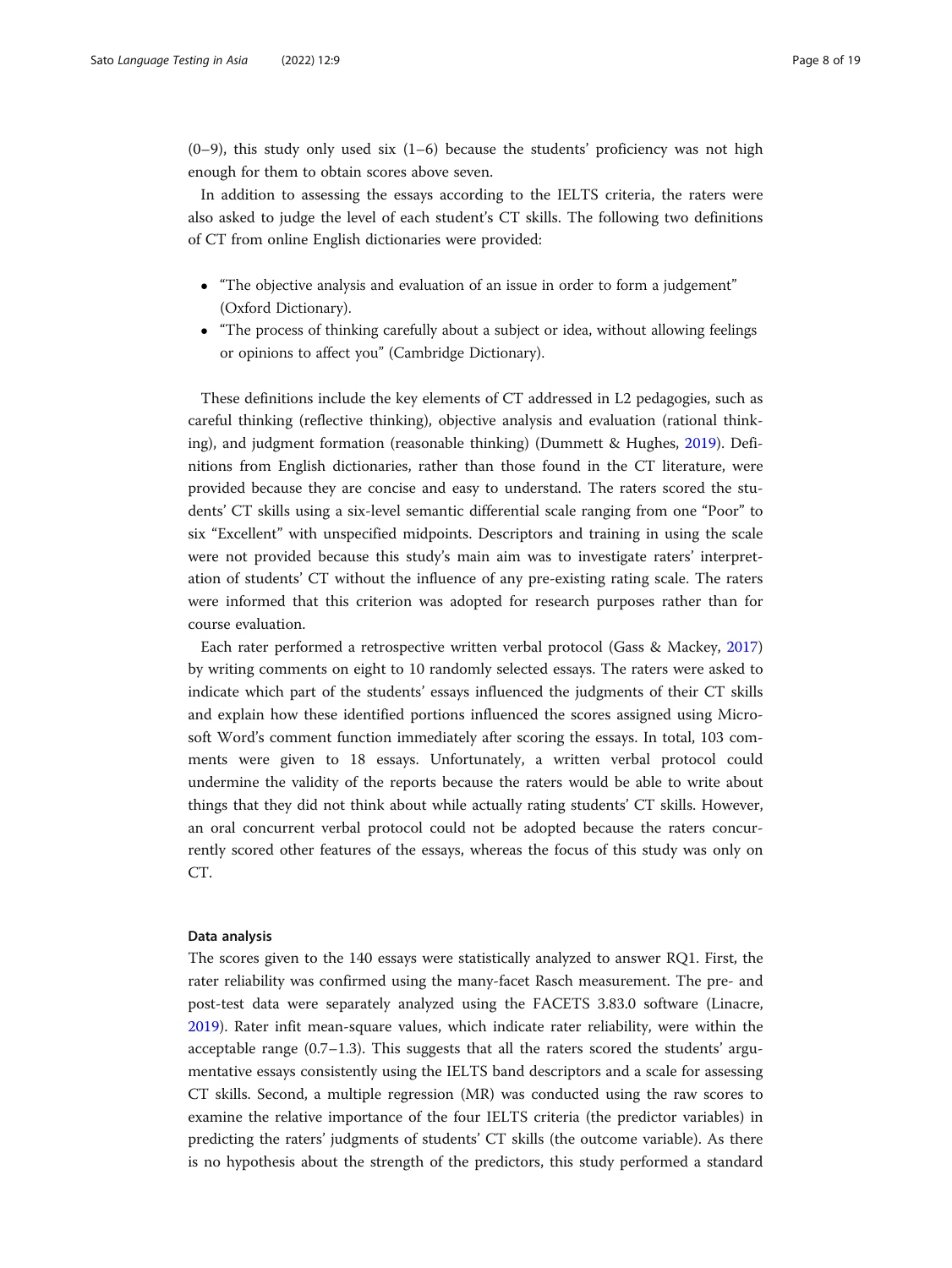(0–9), this study only used six (1–6) because the students' proficiency was not high enough for them to obtain scores above seven.

In addition to assessing the essays according to the IELTS criteria, the raters were also asked to judge the level of each student's CT skills. The following two definitions of CT from online English dictionaries were provided:

- "The objective analysis and evaluation of an issue in order to form a judgement" (Oxford Dictionary).
- "The process of thinking carefully about a subject or idea, without allowing feelings or opinions to affect you" (Cambridge Dictionary).

These definitions include the key elements of CT addressed in L2 pedagogies, such as careful thinking (reflective thinking), objective analysis and evaluation (rational thinking), and judgment formation (reasonable thinking) (Dummett & Hughes, 2019). Definitions from English dictionaries, rather than those found in the CT literature, were provided because they are concise and easy to understand. The raters scored the students' CT skills using a six-level semantic differential scale ranging from one "Poor" to six "Excellent" with unspecified midpoints. Descriptors and training in using the scale were not provided because this study's main aim was to investigate raters' interpretation of students' CT without the influence of any pre-existing rating scale. The raters were informed that this criterion was adopted for research purposes rather than for course evaluation.

Each rater performed a retrospective written verbal protocol (Gass & Mackey, 2017) by writing comments on eight to 10 randomly selected essays. The raters were asked to indicate which part of the students' essays influenced the judgments of their CT skills and explain how these identified portions influenced the scores assigned using Microsoft Word's comment function immediately after scoring the essays. In total, 103 comments were given to 18 essays. Unfortunately, a written verbal protocol could undermine the validity of the reports because the raters would be able to write about things that they did not think about while actually rating students' CT skills. However, an oral concurrent verbal protocol could not be adopted because the raters concurrently scored other features of the essays, whereas the focus of this study was only on CT.

### Data analysis

The scores given to the 140 essays were statistically analyzed to answer RQ1. First, the rater reliability was confirmed using the many-facet Rasch measurement. The pre- and post-test data were separately analyzed using the FACETS 3.83.0 software (Linacre, 2019). Rater infit mean-square values, which indicate rater reliability, were within the acceptable range (0.7–1.3). This suggests that all the raters scored the students' argumentative essays consistently using the IELTS band descriptors and a scale for assessing CT skills. Second, a multiple regression (MR) was conducted using the raw scores to examine the relative importance of the four IELTS criteria (the predictor variables) in predicting the raters' judgments of students' CT skills (the outcome variable). As there is no hypothesis about the strength of the predictors, this study performed a standard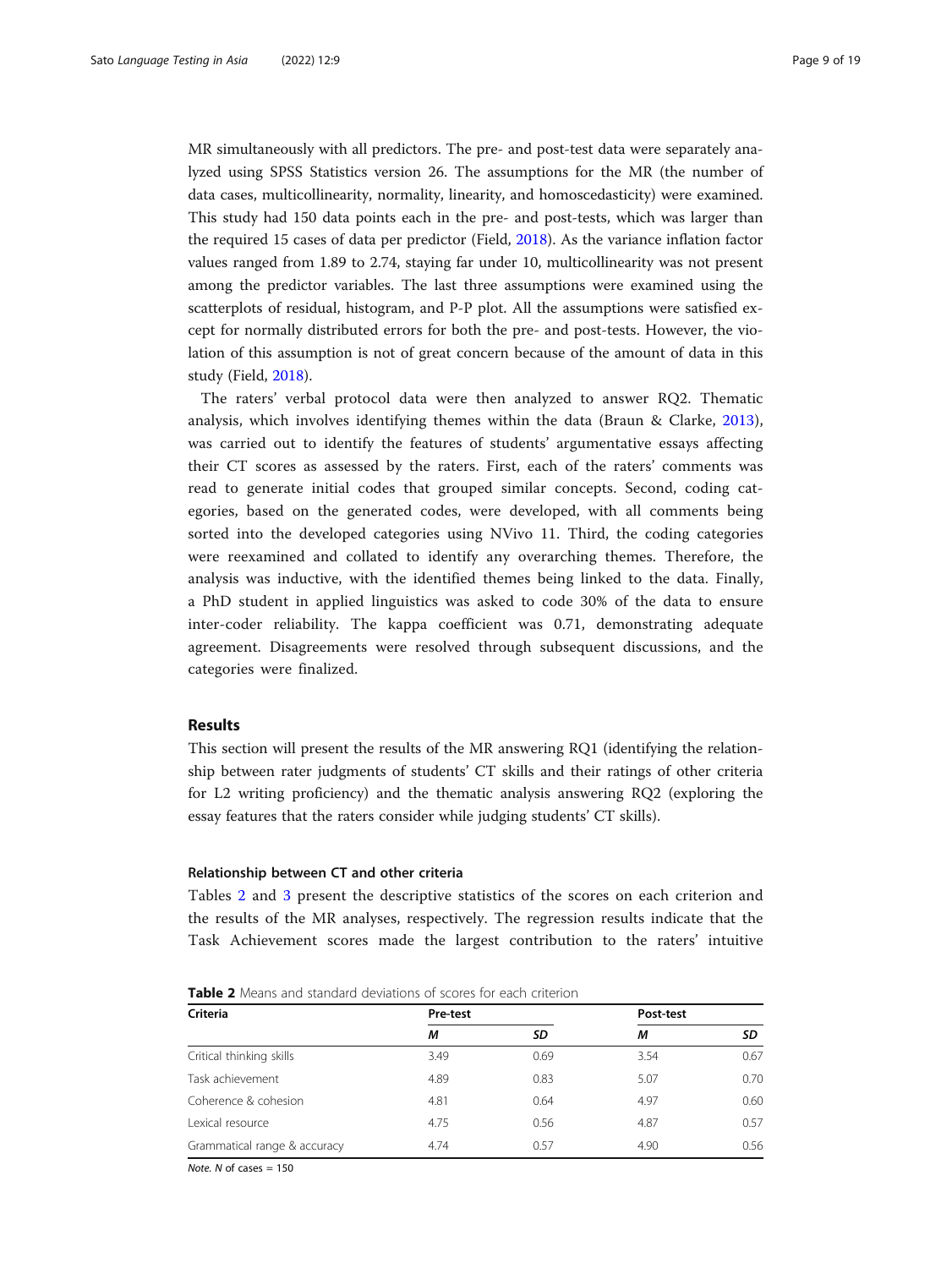MR simultaneously with all predictors. The pre- and post-test data were separately analyzed using SPSS Statistics version 26. The assumptions for the MR (the number of data cases, multicollinearity, normality, linearity, and homoscedasticity) were examined. This study had 150 data points each in the pre- and post-tests, which was larger than the required 15 cases of data per predictor (Field, 2018). As the variance inflation factor values ranged from 1.89 to 2.74, staying far under 10, multicollinearity was not present among the predictor variables. The last three assumptions were examined using the scatterplots of residual, histogram, and P-P plot. All the assumptions were satisfied except for normally distributed errors for both the pre- and post-tests. However, the violation of this assumption is not of great concern because of the amount of data in this study (Field, 2018).

The raters' verbal protocol data were then analyzed to answer RQ2. Thematic analysis, which involves identifying themes within the data (Braun & Clarke, 2013), was carried out to identify the features of students' argumentative essays affecting their CT scores as assessed by the raters. First, each of the raters' comments was read to generate initial codes that grouped similar concepts. Second, coding categories, based on the generated codes, were developed, with all comments being sorted into the developed categories using NVivo 11. Third, the coding categories were reexamined and collated to identify any overarching themes. Therefore, the analysis was inductive, with the identified themes being linked to the data. Finally, a PhD student in applied linguistics was asked to code 30% of the data to ensure inter-coder reliability. The kappa coefficient was 0.71, demonstrating adequate agreement. Disagreements were resolved through subsequent discussions, and the categories were finalized.

## Results

This section will present the results of the MR answering RQ1 (identifying the relationship between rater judgments of students' CT skills and their ratings of other criteria for L2 writing proficiency) and the thematic analysis answering RQ2 (exploring the essay features that the raters consider while judging students' CT skills).

### Relationship between CT and other criteria

Tables 2 and 3 present the descriptive statistics of the scores on each criterion and the results of the MR analyses, respectively. The regression results indicate that the Task Achievement scores made the largest contribution to the raters' intuitive

**Table 2** Means and standard deviations of scores for each criterion

| Criteria | Pre-test | | Post-test | |
|---|---|---|---|---|
| | *M* | *SD* | *M* | *SD* |
| Critical thinking skills | 3.49 | 0.69 | 3.54 | 0.67 |
| Task achievement | 4.89 | 0.83 | 5.07 | 0.70 |
| Coherence & cohesion | 4.81 | 0.64 | 4.97 | 0.60 |
| Lexical resource | 4.75 | 0.56 | 4.87 | 0.57 |
| Grammatical range & accuracy | 4.74 | 0.57 | 4.90 | 0.56 |

*Note. N* of cases = 150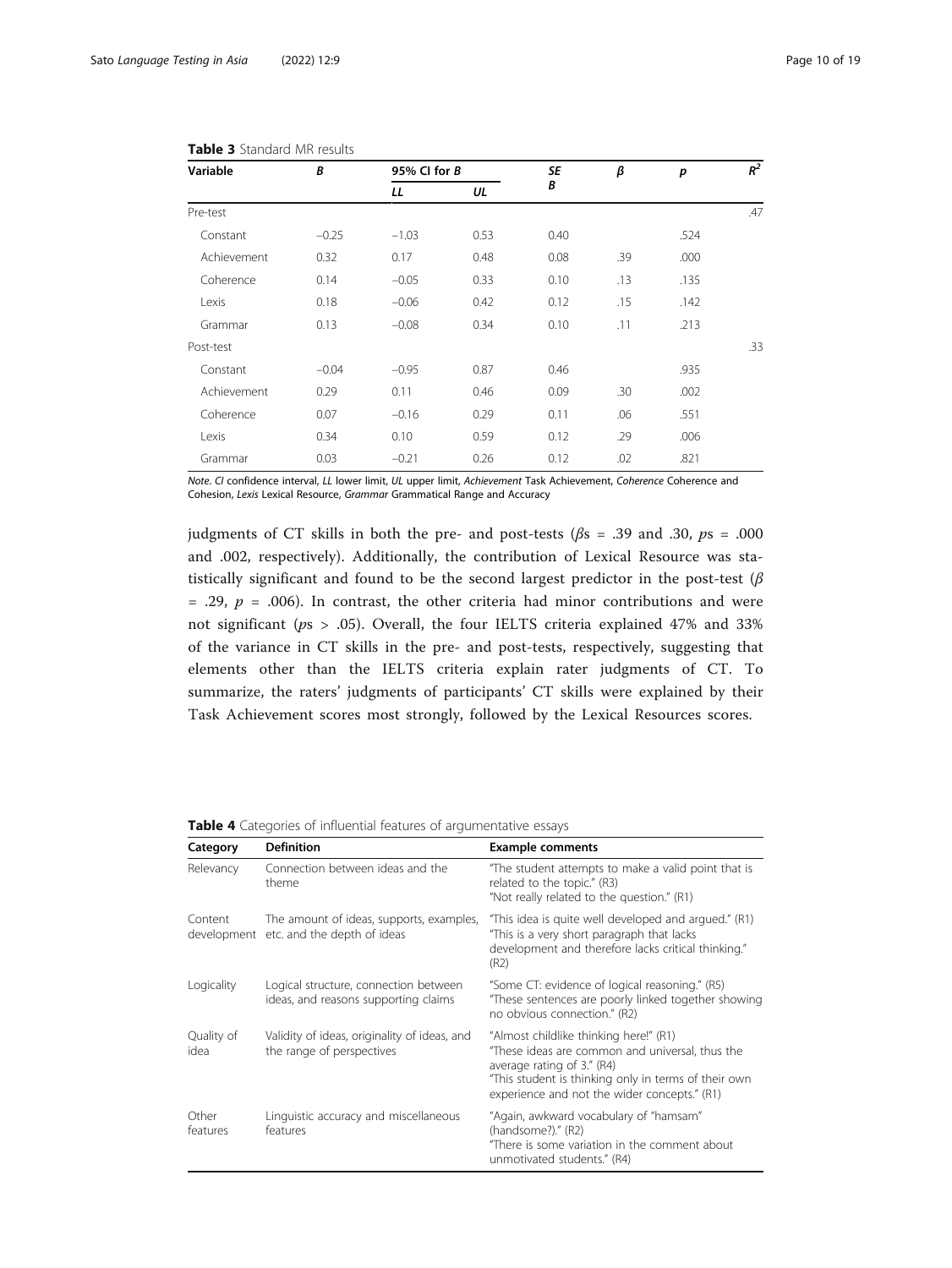**Table 3** Standard MR results

| Variable | B | 95% CI for B | | SE B | β | p | $R^2$ |
|---|---|---|---|---|---|---|---|
| | | LL | UL | | | | |
| Pre-test | | | | | | | .47 |
| Constant | −0.25 | −1.03 | 0.53 | 0.40 | | .524 | |
| Achievement | 0.32 | 0.17 | 0.48 | 0.08 | .39 | .000 | |
| Coherence | 0.14 | −0.05 | 0.33 | 0.10 | .13 | .135 | |
| Lexis | 0.18 | −0.06 | 0.42 | 0.12 | .15 | .142 | |
| Grammar | 0.13 | −0.08 | 0.34 | 0.10 | .11 | .213 | |
| Post-test | | | | | | | .33 |
| Constant | −0.04 | −0.95 | 0.87 | 0.46 | | .935 | |
| Achievement | 0.29 | 0.11 | 0.46 | 0.09 | .30 | .002 | |
| Coherence | 0.07 | −0.16 | 0.29 | 0.11 | .06 | .551 | |
| Lexis | 0.34 | 0.10 | 0.59 | 0.12 | .29 | .006 | |
| Grammar | 0.03 | −0.21 | 0.26 | 0.12 | .02 | .821 | |

*Note*. *CI* confidence interval, *LL* lower limit, *UL* upper limit, *Achievement* Task Achievement, *Coherence* Coherence and Cohesion, *Lexis* Lexical Resource, *Grammar* Grammatical Range and Accuracy

judgments of CT skills in both the pre- and post-tests ($\beta$s = .39 and .30, $p$s = .000 and .002, respectively). Additionally, the contribution of Lexical Resource was statistically significant and found to be the second largest predictor in the post-test ($\beta$ = .29, $p$ = .006). In contrast, the other criteria had minor contributions and were not significant ($p$s > .05). Overall, the four IELTS criteria explained 47% and 33% of the variance in CT skills in the pre- and post-tests, respectively, suggesting that elements other than the IELTS criteria explain rater judgments of CT. To summarize, the raters' judgments of participants' CT skills were explained by their Task Achievement scores most strongly, followed by the Lexical Resources scores.

**Table 4** Categories of influential features of argumentative essays

| Category | Definition | Example comments |
|---|---|---|
| Relevancy | Connection between ideas and the theme | "The student attempts to make a valid point that is related to the topic." (R3) "Not really related to the question." (R1) |
| Content development | The amount of ideas, supports, examples, etc. and the depth of ideas | "This idea is quite well developed and argued." (R1) "This is a very short paragraph that lacks development and therefore lacks critical thinking." (R2) |
| Logicality | Logical structure, connection between ideas, and reasons supporting claims | "Some CT: evidence of logical reasoning." (R5) "These sentences are poorly linked together showing no obvious connection." (R2) |
| Quality of idea | Validity of ideas, originality of ideas, and the range of perspectives | "Almost childlike thinking here!" (R1) "These ideas are common and universal, thus the average rating of 3." (R4) "This student is thinking only in terms of their own experience and not the wider concepts." (R1) |
| Other features | Linguistic accuracy and miscellaneous features | "Again, awkward vocabulary of "hamsam" (handsome?)." (R2) "There is some variation in the comment about unmotivated students." (R4) |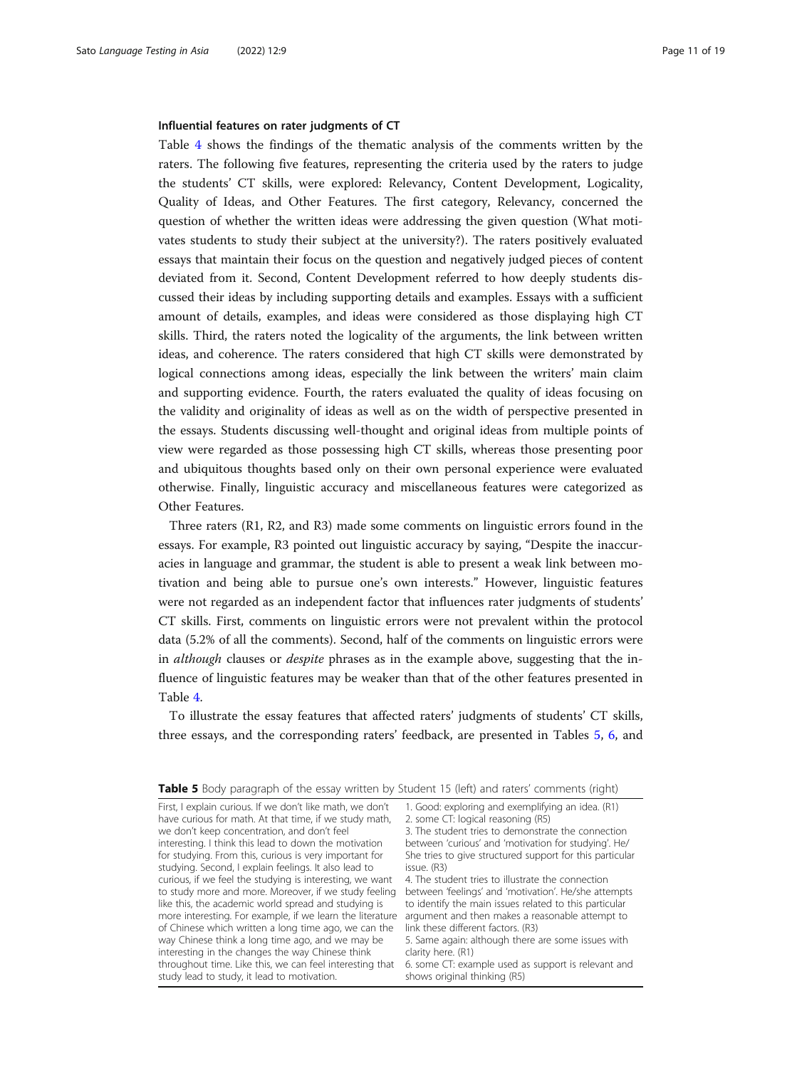#### Influential features on rater judgments of CT

Table 4 shows the findings of the thematic analysis of the comments written by the raters. The following five features, representing the criteria used by the raters to judge the students' CT skills, were explored: Relevancy, Content Development, Logicality, Quality of Ideas, and Other Features. The first category, Relevancy, concerned the question of whether the written ideas were addressing the given question (What motivates students to study their subject at the university?). The raters positively evaluated essays that maintain their focus on the question and negatively judged pieces of content deviated from it. Second, Content Development referred to how deeply students discussed their ideas by including supporting details and examples. Essays with a sufficient amount of details, examples, and ideas were considered as those displaying high CT skills. Third, the raters noted the logicality of the arguments, the link between written ideas, and coherence. The raters considered that high CT skills were demonstrated by logical connections among ideas, especially the link between the writers' main claim and supporting evidence. Fourth, the raters evaluated the quality of ideas focusing on the validity and originality of ideas as well as on the width of perspective presented in the essays. Students discussing well-thought and original ideas from multiple points of view were regarded as those possessing high CT skills, whereas those presenting poor and ubiquitous thoughts based only on their own personal experience were evaluated otherwise. Finally, linguistic accuracy and miscellaneous features were categorized as Other Features.

Three raters (R1, R2, and R3) made some comments on linguistic errors found in the essays. For example, R3 pointed out linguistic accuracy by saying, "Despite the inaccuracies in language and grammar, the student is able to present a weak link between motivation and being able to pursue one's own interests." However, linguistic features were not regarded as an independent factor that influences rater judgments of students' CT skills. First, comments on linguistic errors were not prevalent within the protocol data (5.2% of all the comments). Second, half of the comments on linguistic errors were in *although* clauses or *despite* phrases as in the example above, suggesting that the influence of linguistic features may be weaker than that of the other features presented in Table 4.

To illustrate the essay features that affected raters' judgments of students' CT skills, three essays, and the corresponding raters' feedback, are presented in Tables 5, 6, and

**Table 5** Body paragraph of the essay written by Student 15 (left) and raters' comments (right)

| | |
|---|---|
| First, I explain curious. If we don't like math, we don't have curious for math. At that time, if we study math, we don't keep concentration, and don't feel interesting. I think this lead to down the motivation for studying. From this, curious is very important for studying. Second, I explain feelings. It also lead to curious, if we feel the studying is interesting, we want to study more and more. Moreover, if we study feeling like this, the academic world spread and studying is more interesting. For example, if we learn the literature of Chinese which written a long time ago, we can the way Chinese think a long time ago, and we may be interesting in the changes the way Chinese think throughout time. Like this, we can feel interesting that study lead to study, it lead to motivation. | 1. Good: exploring and exemplifying an idea. (R1)<br>2. some CT: logical reasoning (R5)<br>3. The student tries to demonstrate the connection between 'curious' and 'motivation for studying'. He/She tries to give structured support for this particular issue. (R3)<br>4. The student tries to illustrate the connection between 'feelings' and 'motivation'. He/she attempts to identify the main issues related to this particular argument and then makes a reasonable attempt to link these different factors. (R3)<br>5. Same again: although there are some issues with clarity here. (R1)<br>6. some CT: example used as support is relevant and shows original thinking (R5) |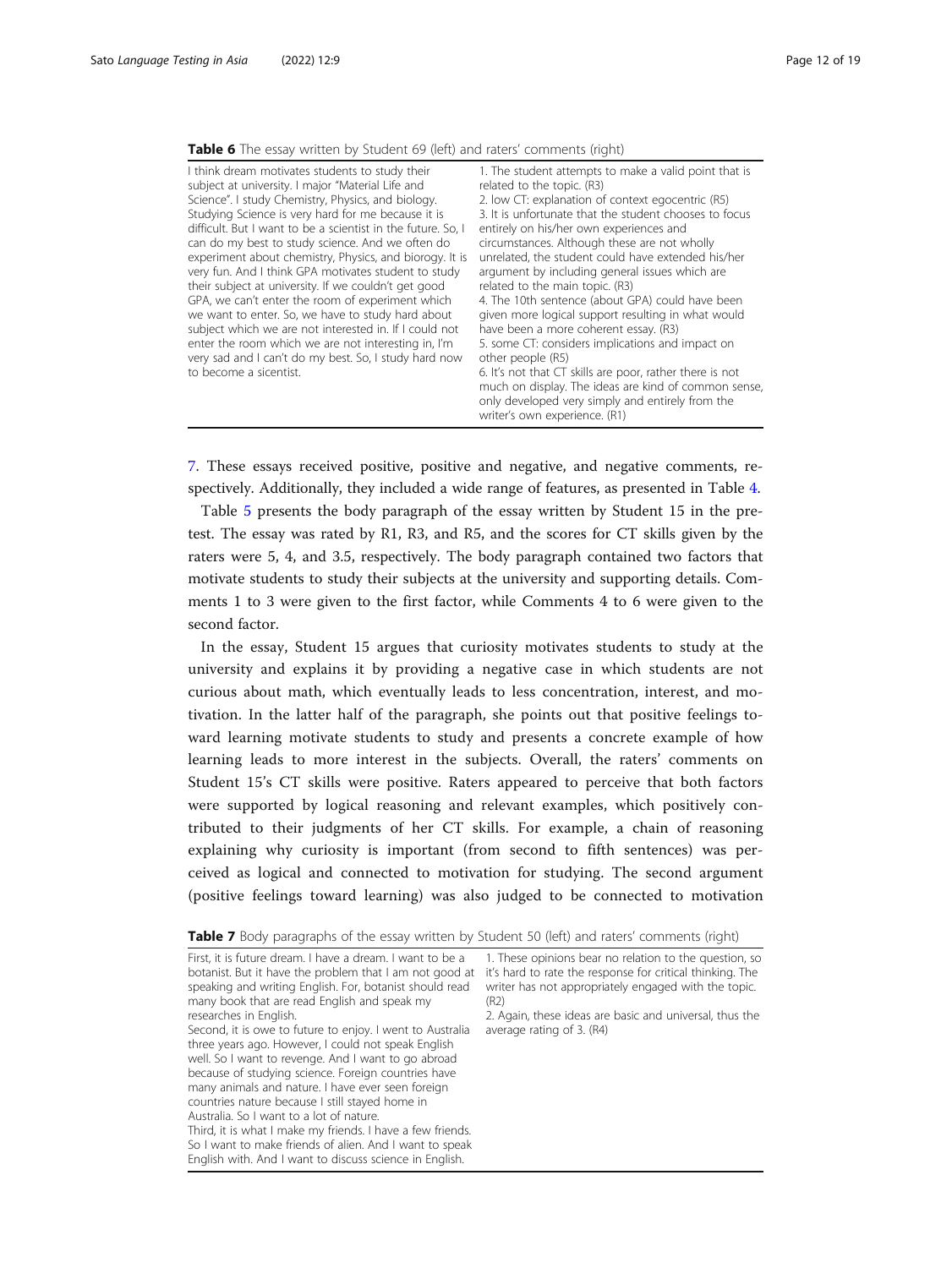**Table 6** The essay written by Student 69 (left) and raters' comments (right)

| | |
|---|---|
| I think dream motivates students to study their subject at university. I major "Material Life and Science". I study Chemistry, Physics, and biology. Studying Science is very hard for me because it is difficult. But I want to be a scientist in the future. So, I can do my best to study science. And we often do experiment about chemistry, Physics, and biorogy. It is very fun. And I think GPA motivates student to study their subject at university. If we couldn't get good GPA, we can't enter the room of experiment which we want to enter. So, we have to study hard about subject which we are not interested in. If I could not enter the room which we are not interesting in, I'm very sad and I can't do my best. So, I study hard now to become a sicentist. | 1. The student attempts to make a valid point that is related to the topic. (R3)<br>2. low CT: explanation of context egocentric (R5)<br>3. It is unfortunate that the student chooses to focus entirely on his/her own experiences and circumstances. Although these are not wholly unrelated, the student could have extended his/her argument by including general issues which are related to the main topic. (R3)<br>4. The 10th sentence (about GPA) could have been given more logical support resulting in what would have been a more coherent essay. (R3)<br>5. some CT: considers implications and impact on other people (R5)<br>6. It's not that CT skills are poor, rather there is not much on display. The ideas are kind of common sense, only developed very simply and entirely from the writer's own experience. (R1) |

7. These essays received positive, positive and negative, and negative comments, respectively. Additionally, they included a wide range of features, as presented in Table 4.

Table 5 presents the body paragraph of the essay written by Student 15 in the pretest. The essay was rated by R1, R3, and R5, and the scores for CT skills given by the raters were 5, 4, and 3.5, respectively. The body paragraph contained two factors that motivate students to study their subjects at the university and supporting details. Comments 1 to 3 were given to the first factor, while Comments 4 to 6 were given to the second factor.

In the essay, Student 15 argues that curiosity motivates students to study at the university and explains it by providing a negative case in which students are not curious about math, which eventually leads to less concentration, interest, and motivation. In the latter half of the paragraph, she points out that positive feelings toward learning motivate students to study and presents a concrete example of how learning leads to more interest in the subjects. Overall, the raters' comments on Student 15's CT skills were positive. Raters appeared to perceive that both factors were supported by logical reasoning and relevant examples, which positively contributed to their judgments of her CT skills. For example, a chain of reasoning explaining why curiosity is important (from second to fifth sentences) was perceived as logical and connected to motivation for studying. The second argument (positive feelings toward learning) was also judged to be connected to motivation

**Table 7** Body paragraphs of the essay written by Student 50 (left) and raters' comments (right)

| | |
|---|---|
| First, it is future dream. I have a dream. I want to be a botanist. But it have the problem that I am not good at speaking and writing English. For, botanist should read many book that are read English and speak my researches in English.<br>Second, it is owe to future to enjoy. I went to Australia three years ago. However, I could not speak English well. So I want to revenge. And I want to go abroad because of studying science. Foreign countries have many animals and nature. I have ever seen foreign countries nature because I still stayed home in Australia. So I want to a lot of nature.<br>Third, it is what I make my friends. I have a few friends. So I want to make friends of alien. And I want to speak English with. And I want to discuss science in English. | 1. These opinions bear no relation to the question, so it's hard to rate the response for critical thinking. The writer has not appropriately engaged with the topic. (R2)<br>2. Again, these ideas are basic and universal, thus the average rating of 3. (R4) |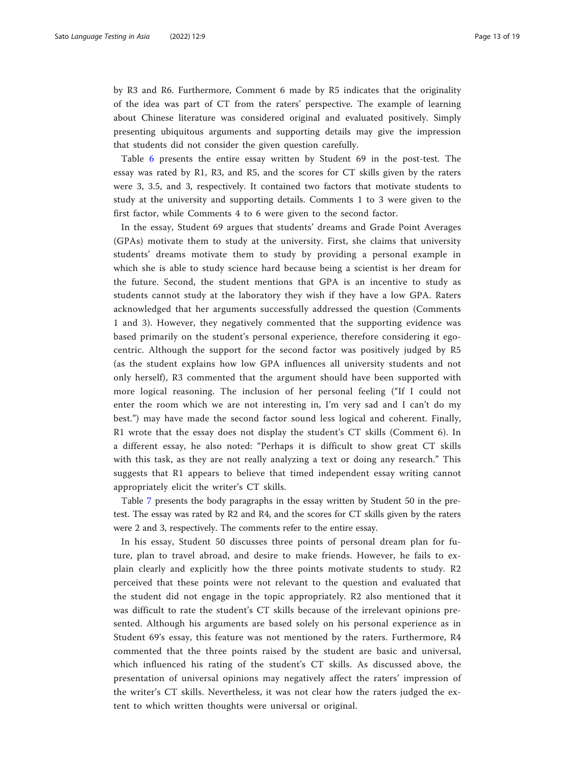by R3 and R6. Furthermore, Comment 6 made by R5 indicates that the originality of the idea was part of CT from the raters' perspective. The example of learning about Chinese literature was considered original and evaluated positively. Simply presenting ubiquitous arguments and supporting details may give the impression that students did not consider the given question carefully.

Table 6 presents the entire essay written by Student 69 in the post-test. The essay was rated by R1, R3, and R5, and the scores for CT skills given by the raters were 3, 3.5, and 3, respectively. It contained two factors that motivate students to study at the university and supporting details. Comments 1 to 3 were given to the first factor, while Comments 4 to 6 were given to the second factor.

In the essay, Student 69 argues that students' dreams and Grade Point Averages (GPAs) motivate them to study at the university. First, she claims that university students' dreams motivate them to study by providing a personal example in which she is able to study science hard because being a scientist is her dream for the future. Second, the student mentions that GPA is an incentive to study as students cannot study at the laboratory they wish if they have a low GPA. Raters acknowledged that her arguments successfully addressed the question (Comments 1 and 3). However, they negatively commented that the supporting evidence was based primarily on the student's personal experience, therefore considering it ego-centric. Although the support for the second factor was positively judged by R5 (as the student explains how low GPA influences all university students and not only herself), R3 commented that the argument should have been supported with more logical reasoning. The inclusion of her personal feeling ("If I could not enter the room which we are not interesting in, I'm very sad and I can't do my best.") may have made the second factor sound less logical and coherent. Finally, R1 wrote that the essay does not display the student's CT skills (Comment 6). In a different essay, he also noted: "Perhaps it is difficult to show great CT skills with this task, as they are not really analyzing a text or doing any research." This suggests that R1 appears to believe that timed independent essay writing cannot appropriately elicit the writer's CT skills.

Table 7 presents the body paragraphs in the essay written by Student 50 in the pre-test. The essay was rated by R2 and R4, and the scores for CT skills given by the raters were 2 and 3, respectively. The comments refer to the entire essay.

In his essay, Student 50 discusses three points of personal dream plan for future, plan to travel abroad, and desire to make friends. However, he fails to explain clearly and explicitly how the three points motivate students to study. R2 perceived that these points were not relevant to the question and evaluated that the student did not engage in the topic appropriately. R2 also mentioned that it was difficult to rate the student's CT skills because of the irrelevant opinions presented. Although his arguments are based solely on his personal experience as in Student 69's essay, this feature was not mentioned by the raters. Furthermore, R4 commented that the three points raised by the student are basic and universal, which influenced his rating of the student's CT skills. As discussed above, the presentation of universal opinions may negatively affect the raters' impression of the writer's CT skills. Nevertheless, it was not clear how the raters judged the extent to which written thoughts were universal or original.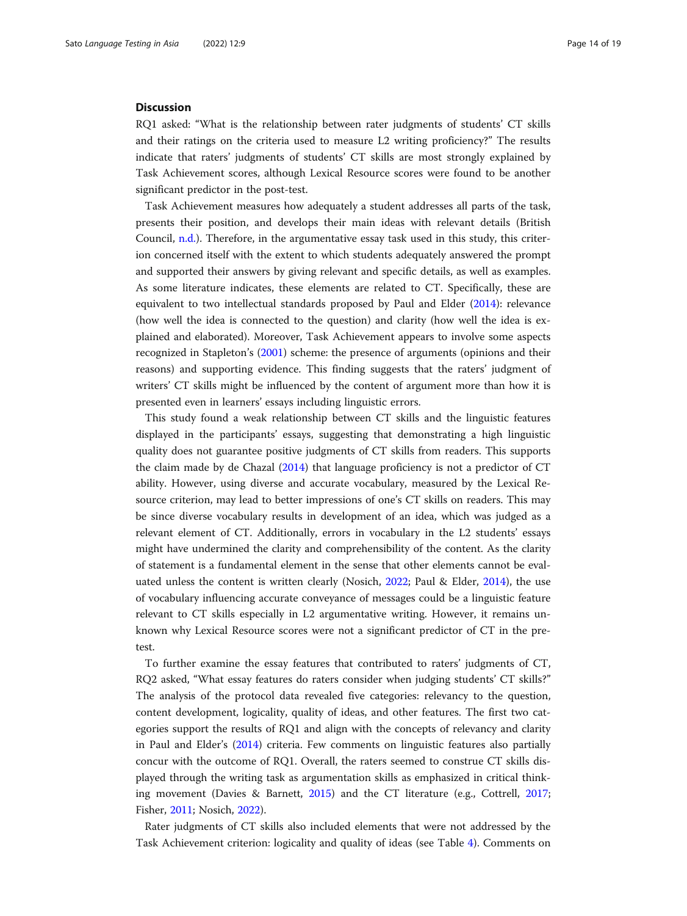## Discussion

RQ1 asked: "What is the relationship between rater judgments of students' CT skills and their ratings on the criteria used to measure L2 writing proficiency?" The results indicate that raters' judgments of students' CT skills are most strongly explained by Task Achievement scores, although Lexical Resource scores were found to be another significant predictor in the post-test.

Task Achievement measures how adequately a student addresses all parts of the task, presents their position, and develops their main ideas with relevant details (British Council, n.d.). Therefore, in the argumentative essay task used in this study, this criterion concerned itself with the extent to which students adequately answered the prompt and supported their answers by giving relevant and specific details, as well as examples. As some literature indicates, these elements are related to CT. Specifically, these are equivalent to two intellectual standards proposed by Paul and Elder (2014): relevance (how well the idea is connected to the question) and clarity (how well the idea is explained and elaborated). Moreover, Task Achievement appears to involve some aspects recognized in Stapleton's (2001) scheme: the presence of arguments (opinions and their reasons) and supporting evidence. This finding suggests that the raters' judgment of writers' CT skills might be influenced by the content of argument more than how it is presented even in learners' essays including linguistic errors.

This study found a weak relationship between CT skills and the linguistic features displayed in the participants' essays, suggesting that demonstrating a high linguistic quality does not guarantee positive judgments of CT skills from readers. This supports the claim made by de Chazal (2014) that language proficiency is not a predictor of CT ability. However, using diverse and accurate vocabulary, measured by the Lexical Resource criterion, may lead to better impressions of one's CT skills on readers. This may be since diverse vocabulary results in development of an idea, which was judged as a relevant element of CT. Additionally, errors in vocabulary in the L2 students' essays might have undermined the clarity and comprehensibility of the content. As the clarity of statement is a fundamental element in the sense that other elements cannot be evaluated unless the content is written clearly (Nosich, 2022; Paul & Elder, 2014), the use of vocabulary influencing accurate conveyance of messages could be a linguistic feature relevant to CT skills especially in L2 argumentative writing. However, it remains unknown why Lexical Resource scores were not a significant predictor of CT in the pre-test.

To further examine the essay features that contributed to raters' judgments of CT, RQ2 asked, "What essay features do raters consider when judging students' CT skills?" The analysis of the protocol data revealed five categories: relevancy to the question, content development, logicality, quality of ideas, and other features. The first two categories support the results of RQ1 and align with the concepts of relevancy and clarity in Paul and Elder's (2014) criteria. Few comments on linguistic features also partially concur with the outcome of RQ1. Overall, the raters seemed to construe CT skills displayed through the writing task as argumentation skills as emphasized in critical thinking movement (Davies & Barnett, 2015) and the CT literature (e.g., Cottrell, 2017; Fisher, 2011; Nosich, 2022).

Rater judgments of CT skills also included elements that were not addressed by the Task Achievement criterion: logicality and quality of ideas (see Table 4). Comments on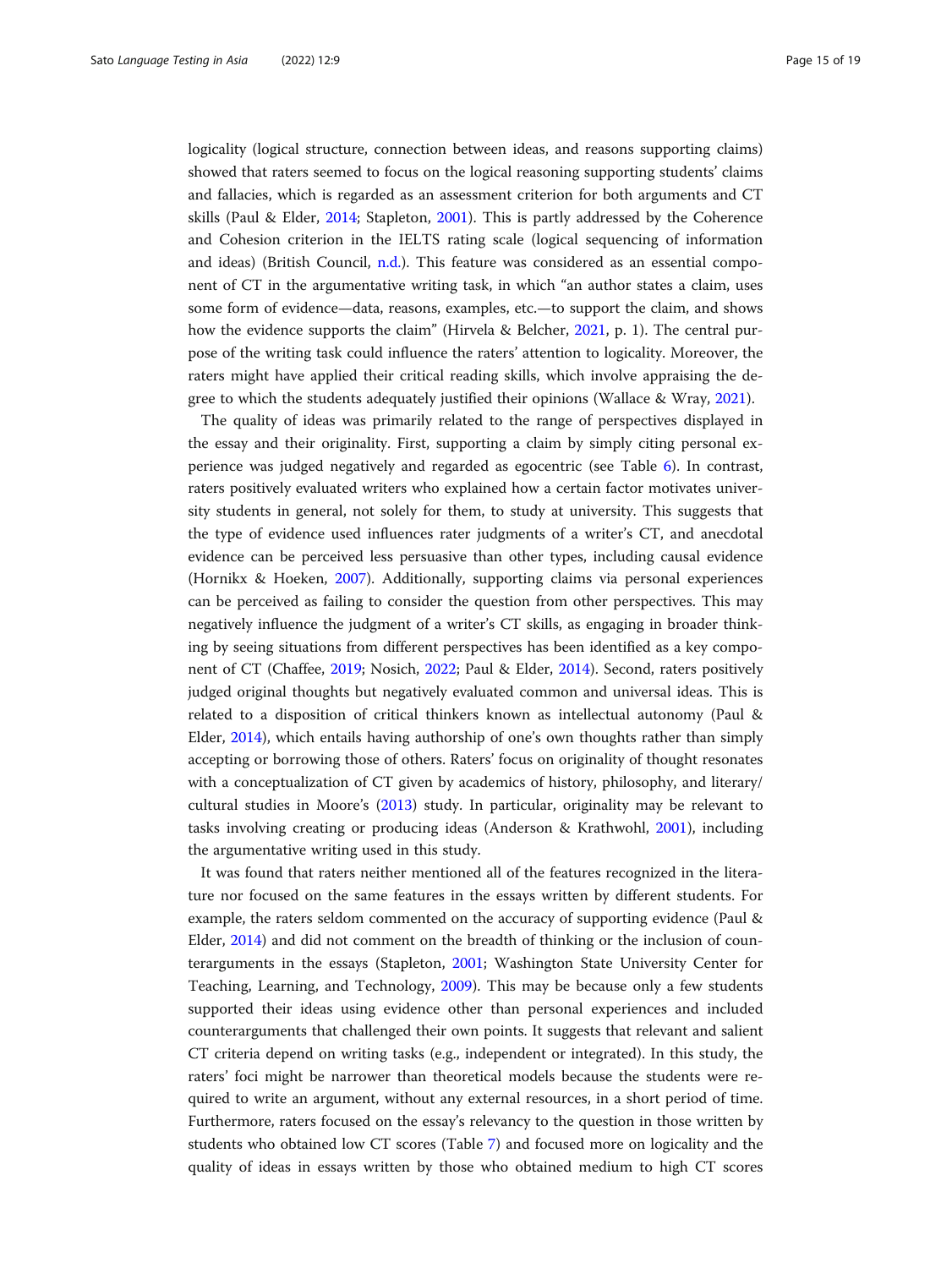logicality (logical structure, connection between ideas, and reasons supporting claims) showed that raters seemed to focus on the logical reasoning supporting students' claims and fallacies, which is regarded as an assessment criterion for both arguments and CT skills (Paul & Elder, 2014; Stapleton, 2001). This is partly addressed by the Coherence and Cohesion criterion in the IELTS rating scale (logical sequencing of information and ideas) (British Council, n.d.). This feature was considered as an essential component of CT in the argumentative writing task, in which "an author states a claim, uses some form of evidence—data, reasons, examples, etc.—to support the claim, and shows how the evidence supports the claim" (Hirvela & Belcher, 2021, p. 1). The central purpose of the writing task could influence the raters' attention to logicality. Moreover, the raters might have applied their critical reading skills, which involve appraising the degree to which the students adequately justified their opinions (Wallace & Wray, 2021).

The quality of ideas was primarily related to the range of perspectives displayed in the essay and their originality. First, supporting a claim by simply citing personal experience was judged negatively and regarded as egocentric (see Table 6). In contrast, raters positively evaluated writers who explained how a certain factor motivates university students in general, not solely for them, to study at university. This suggests that the type of evidence used influences rater judgments of a writer's CT, and anecdotal evidence can be perceived less persuasive than other types, including causal evidence (Hornikx & Hoeken, 2007). Additionally, supporting claims via personal experiences can be perceived as failing to consider the question from other perspectives. This may negatively influence the judgment of a writer's CT skills, as engaging in broader thinking by seeing situations from different perspectives has been identified as a key component of CT (Chaffee, 2019; Nosich, 2022; Paul & Elder, 2014). Second, raters positively judged original thoughts but negatively evaluated common and universal ideas. This is related to a disposition of critical thinkers known as intellectual autonomy (Paul & Elder, 2014), which entails having authorship of one's own thoughts rather than simply accepting or borrowing those of others. Raters' focus on originality of thought resonates with a conceptualization of CT given by academics of history, philosophy, and literary/cultural studies in Moore's (2013) study. In particular, originality may be relevant to tasks involving creating or producing ideas (Anderson & Krathwohl, 2001), including the argumentative writing used in this study.

It was found that raters neither mentioned all of the features recognized in the literature nor focused on the same features in the essays written by different students. For example, the raters seldom commented on the accuracy of supporting evidence (Paul & Elder, 2014) and did not comment on the breadth of thinking or the inclusion of counterarguments in the essays (Stapleton, 2001; Washington State University Center for Teaching, Learning, and Technology, 2009). This may be because only a few students supported their ideas using evidence other than personal experiences and included counterarguments that challenged their own points. It suggests that relevant and salient CT criteria depend on writing tasks (e.g., independent or integrated). In this study, the raters' foci might be narrower than theoretical models because the students were required to write an argument, without any external resources, in a short period of time. Furthermore, raters focused on the essay's relevancy to the question in those written by students who obtained low CT scores (Table 7) and focused more on logicality and the quality of ideas in essays written by those who obtained medium to high CT scores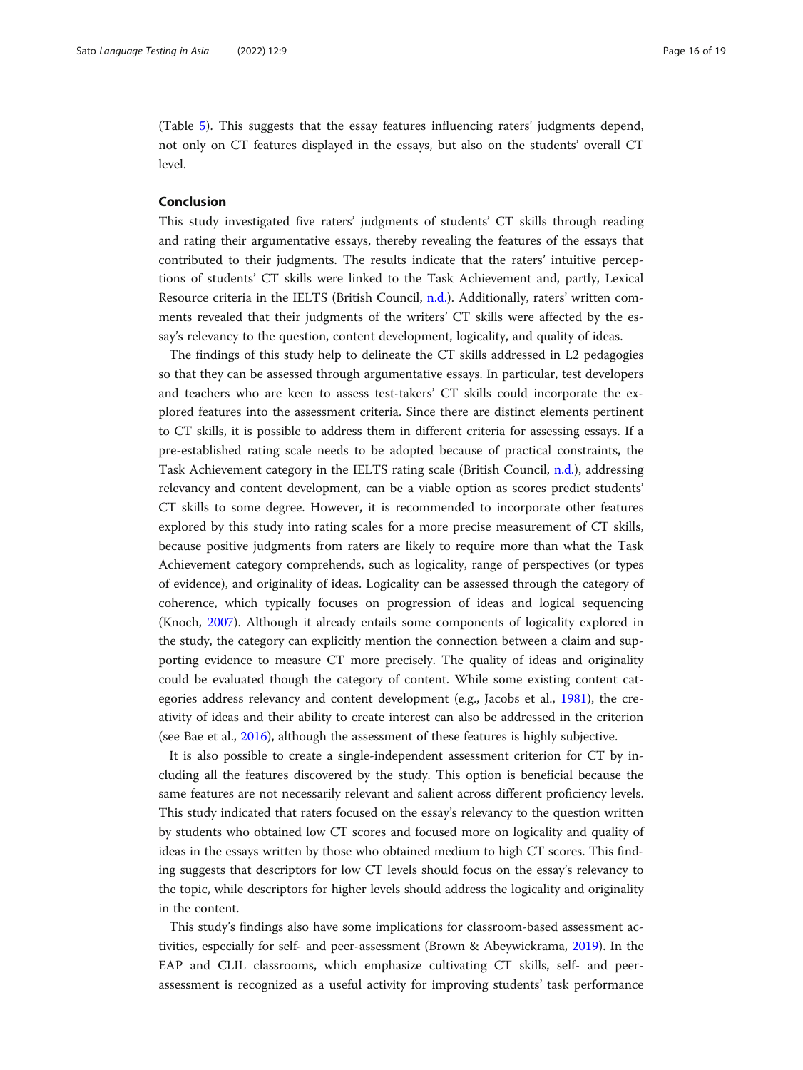(Table 5). This suggests that the essay features influencing raters' judgments depend, not only on CT features displayed in the essays, but also on the students' overall CT level.

## Conclusion

This study investigated five raters' judgments of students' CT skills through reading and rating their argumentative essays, thereby revealing the features of the essays that contributed to their judgments. The results indicate that the raters' intuitive perceptions of students' CT skills were linked to the Task Achievement and, partly, Lexical Resource criteria in the IELTS (British Council, n.d.). Additionally, raters' written comments revealed that their judgments of the writers' CT skills were affected by the essay's relevancy to the question, content development, logicality, and quality of ideas.

The findings of this study help to delineate the CT skills addressed in L2 pedagogies so that they can be assessed through argumentative essays. In particular, test developers and teachers who are keen to assess test-takers' CT skills could incorporate the explored features into the assessment criteria. Since there are distinct elements pertinent to CT skills, it is possible to address them in different criteria for assessing essays. If a pre-established rating scale needs to be adopted because of practical constraints, the Task Achievement category in the IELTS rating scale (British Council, n.d.), addressing relevancy and content development, can be a viable option as scores predict students' CT skills to some degree. However, it is recommended to incorporate other features explored by this study into rating scales for a more precise measurement of CT skills, because positive judgments from raters are likely to require more than what the Task Achievement category comprehends, such as logicality, range of perspectives (or types of evidence), and originality of ideas. Logicality can be assessed through the category of coherence, which typically focuses on progression of ideas and logical sequencing (Knoch, 2007). Although it already entails some components of logicality explored in the study, the category can explicitly mention the connection between a claim and supporting evidence to measure CT more precisely. The quality of ideas and originality could be evaluated though the category of content. While some existing content categories address relevancy and content development (e.g., Jacobs et al., 1981), the creativity of ideas and their ability to create interest can also be addressed in the criterion (see Bae et al., 2016), although the assessment of these features is highly subjective.

It is also possible to create a single-independent assessment criterion for CT by including all the features discovered by the study. This option is beneficial because the same features are not necessarily relevant and salient across different proficiency levels. This study indicated that raters focused on the essay's relevancy to the question written by students who obtained low CT scores and focused more on logicality and quality of ideas in the essays written by those who obtained medium to high CT scores. This finding suggests that descriptors for low CT levels should focus on the essay's relevancy to the topic, while descriptors for higher levels should address the logicality and originality in the content.

This study's findings also have some implications for classroom-based assessment activities, especially for self- and peer-assessment (Brown & Abeywickrama, 2019). In the EAP and CLIL classrooms, which emphasize cultivating CT skills, self- and peer-assessment is recognized as a useful activity for improving students' task performance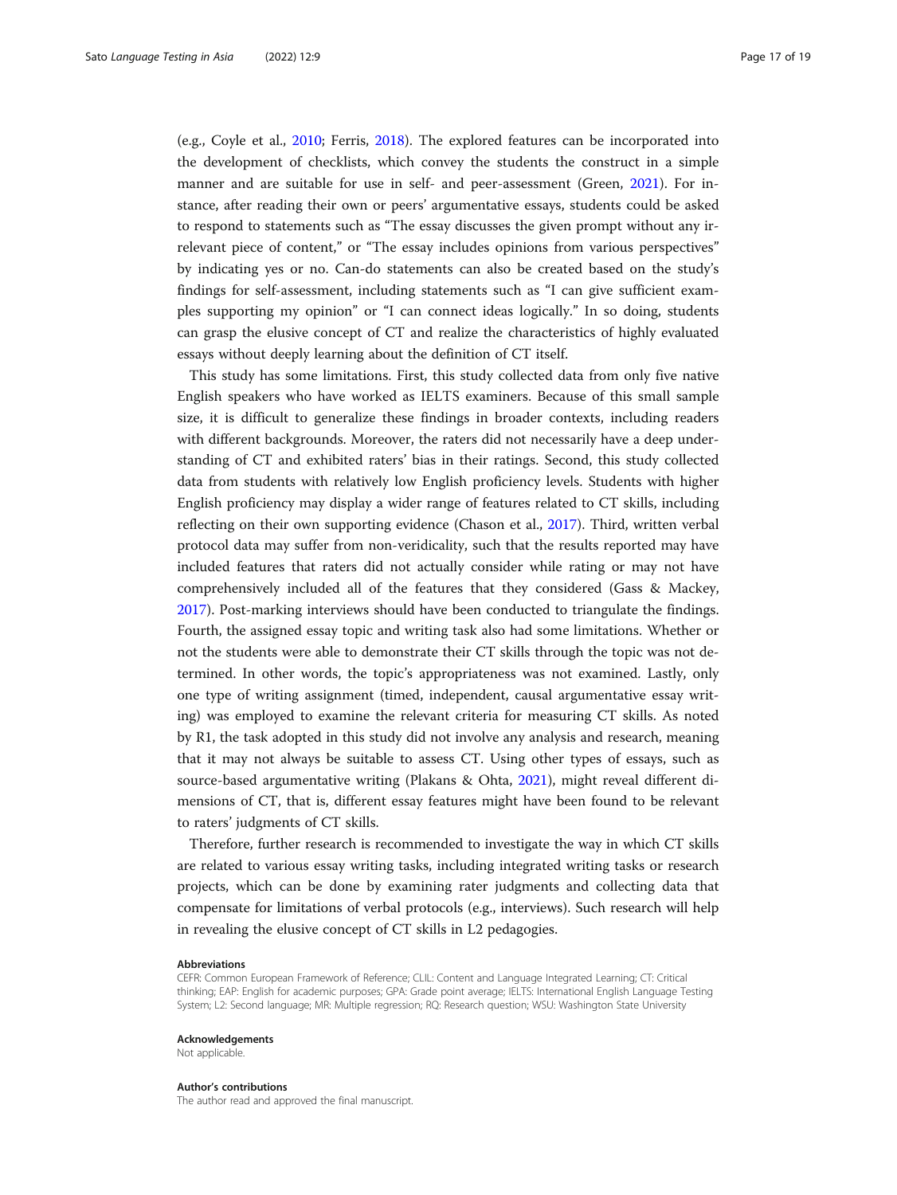(e.g., Coyle et al., 2010; Ferris, 2018). The explored features can be incorporated into the development of checklists, which convey the students the construct in a simple manner and are suitable for use in self- and peer-assessment (Green, 2021). For instance, after reading their own or peers' argumentative essays, students could be asked to respond to statements such as "The essay discusses the given prompt without any irrelevant piece of content," or "The essay includes opinions from various perspectives" by indicating yes or no. Can-do statements can also be created based on the study's findings for self-assessment, including statements such as "I can give sufficient examples supporting my opinion" or "I can connect ideas logically." In so doing, students can grasp the elusive concept of CT and realize the characteristics of highly evaluated essays without deeply learning about the definition of CT itself.

This study has some limitations. First, this study collected data from only five native English speakers who have worked as IELTS examiners. Because of this small sample size, it is difficult to generalize these findings in broader contexts, including readers with different backgrounds. Moreover, the raters did not necessarily have a deep understanding of CT and exhibited raters' bias in their ratings. Second, this study collected data from students with relatively low English proficiency levels. Students with higher English proficiency may display a wider range of features related to CT skills, including reflecting on their own supporting evidence (Chason et al., 2017). Third, written verbal protocol data may suffer from non-veridicality, such that the results reported may have included features that raters did not actually consider while rating or may not have comprehensively included all of the features that they considered (Gass & Mackey, 2017). Post-marking interviews should have been conducted to triangulate the findings. Fourth, the assigned essay topic and writing task also had some limitations. Whether or not the students were able to demonstrate their CT skills through the topic was not determined. In other words, the topic's appropriateness was not examined. Lastly, only one type of writing assignment (timed, independent, causal argumentative essay writing) was employed to examine the relevant criteria for measuring CT skills. As noted by R1, the task adopted in this study did not involve any analysis and research, meaning that it may not always be suitable to assess CT. Using other types of essays, such as source-based argumentative writing (Plakans & Ohta, 2021), might reveal different dimensions of CT, that is, different essay features might have been found to be relevant to raters' judgments of CT skills.

Therefore, further research is recommended to investigate the way in which CT skills are related to various essay writing tasks, including integrated writing tasks or research projects, which can be done by examining rater judgments and collecting data that compensate for limitations of verbal protocols (e.g., interviews). Such research will help in revealing the elusive concept of CT skills in L2 pedagogies.

#### Abbreviations

CEFR: Common European Framework of Reference; CLIL: Content and Language Integrated Learning; CT: Critical thinking; EAP: English for academic purposes; GPA: Grade point average; IELTS: International English Language Testing System; L2: Second language; MR: Multiple regression; RQ: Research question; WSU: Washington State University

#### Acknowledgements

Not applicable.

#### Author's contributions

The author read and approved the final manuscript.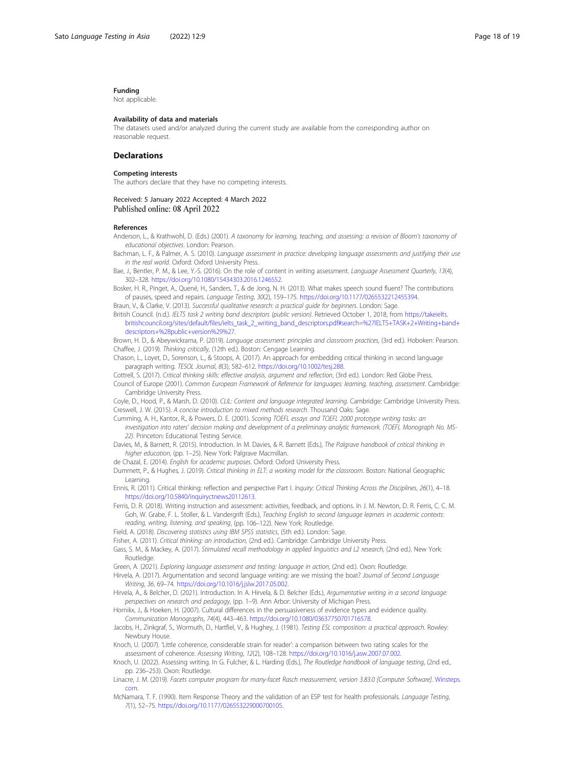### Funding

Not applicable.

### Availability of data and materials

The datasets used and/or analyzed during the current study are available from the corresponding author on reasonable request.

## Declarations

### Competing interests

The authors declare that they have no competing interests.

Received: 5 January 2022 Accepted: 4 March 2022
Published online: 08 April 2022

### References

Anderson, L., & Krathwohl, D. (Eds.) (2001). *A taxonomy for learning, teaching, and assessing: a revision of Bloom's taxonomy of educational objectives*. London: Pearson.

Bachman, L. F., & Palmer, A. S. (2010). *Language assessment in practice: developing language assessments and justifying their use in the real world*. Oxford: Oxford University Press.

Bae, J., Bentler, P. M., & Lee, Y.-S. (2016). On the role of content in writing assessment. *Language Assessment Quarterly*, *13*(4), 302–328. https://doi.org/10.1080/15434303.2016.1246552.

Bosker, H. R., Pinget, A., Quené, H., Sanders, T., & de Jong, N. H. (2013). What makes speech sound fluent? The contributions of pauses, speed and repairs. *Language Testing*, *30*(2), 159–175. https://doi.org/10.1177/0265532212455394.

Braun, V., & Clarke, V. (2013). *Successful qualitative research: a practical guide for beginners*. London: Sage.

British Council. (n.d.). *IELTS task 2 writing band descriptors (public version)*. Retrieved October 1, 2018, from https://takeielts.britishcouncil.org/sites/default/files/ielts_task_2_writing_band_descriptors.pdf#search=%27IELTS+TASK+2+Writing+band+descriptors+%28public+version%29%27.

Brown, H. D., & Abeywickrama, P. (2019). *Language assessment: principles and classroom practices*, (3rd ed.). Hoboken: Pearson.

Chaffee, J. (2019). *Thinking critically*, (12th ed.). Boston: Cengage Learning.

Chason, L., Loyet, D., Sorenson, L., & Stoops, A. (2017). An approach for embedding critical thinking in second language paragraph writing. *TESOL Journal*, *8*(3), 582–612. https://doi.org/10.1002/tesj.288.

Cottrell, S. (2017). *Critical thinking skills: effective analysis, argument and reflection*, (3rd ed.). London: Red Globe Press.

Council of Europe (2001). *Common European Framework of Reference for languages: learning, teaching, assessment*. Cambridge: Cambridge University Press.

Coyle, D., Hood, P., & Marsh, D. (2010). *CLIL: Content and language integrated learning*. Cambridge: Cambridge University Press.

Creswell, J. W. (2015). *A concise introduction to mixed methods research*. Thousand Oaks: Sage.

Cumming, A. H., Kantor, R., & Powers, D. E. (2001). *Scoring TOEFL essays and TOEFL 2000 prototype writing tasks: an investigation into raters' decision making and development of a preliminary analytic framework. (TOEFL Monograph No. MS-22)*. Princeton: Educational Testing Service.

Davies, M., & Barnett, R. (2015). Introduction. In M. Davies, & R. Barnett (Eds.), *The Palgrave handbook of critical thinking in higher education*, (pp. 1–25). New York: Palgrave Macmillan.

de Chazal, E. (2014). *English for academic purposes*. Oxford: Oxford University Press.

Dummett, P., & Hughes, J. (2019). *Critical thinking in ELT: a working model for the classroom*. Boston: National Geographic Learning.

Ennis, R. (2011). Critical thinking: reflection and perspective Part I. *Inquiry: Critical Thinking Across the Disciplines*, *26*(1), 4–18. https://doi.org/10.5840/inquiryctnews20112613.

Ferris, D. R. (2018). Writing instruction and assessment: activities, feedback, and options. In J. M. Newton, D. R. Ferris, C. C. M. Goh, W. Grabe, F. L. Stoller, & L. Vandergrift (Eds.), *Teaching English to second language learners in academic contexts: reading, writing, listening, and speaking*, (pp. 106–122). New York: Routledge.

Field, A. (2018). *Discovering statistics using IBM SPSS statistics*, (5th ed.). London: Sage.

Fisher, A. (2011). *Critical thinking: an introduction*, (2nd ed.). Cambridge: Cambridge University Press.

Gass, S. M., & Mackey, A. (2017). *Stimulated recall methodology in applied linguistics and L2 research*, (2nd ed.). New York: Routledge.

Green, A. (2021). *Exploring language assessment and testing: language in action*, (2nd ed.). Oxon: Routledge.

Hirvela, A. (2017). Argumentation and second language writing: are we missing the boat? *Journal of Second Language Writing*, *36*, 69–74. https://doi.org/10.1016/j.jslw.2017.05.002.

Hirvela, A., & Belcher, D. (2021). Introduction. In A. Hirvela, & D. Belcher (Eds.), *Argumentative writing in a second language: perspectives on research and pedagogy*, (pp. 1–9). Ann Arbor: University of Michigan Press.

Hornikx, J., & Hoeken, H. (2007). Cultural differences in the persuasiveness of evidence types and evidence quality. *Communication Monographs*, *74*(4), 443–463. https://doi.org/10.1080/03637750701716578.

Jacobs, H., Zinkgraf, S., Wormuth, D., Hartfiel, V., & Hughey, J. (1981). *Testing ESL composition: a practical approach*. Rowley: Newbury House.

Knoch, U. (2007). 'Little coherence, considerable strain for reader': a comparison between two rating scales for the assessment of coherence. *Assessing Writing*, *12*(2), 108–128. https://doi.org/10.1016/j.asw.2007.07.002.

Knoch, U. (2022). Assessing writing. In G. Fulcher, & L. Harding (Eds.), *The Routledge handbook of language testing*, (2nd ed., pp. 236–253). Oxon: Routledge.

Linacre, J. M. (2019). *Facets computer program for many-facet Rasch measurement, version 3.83.0 [Computer Software]*. Winsteps.com.

McNamara, T. F. (1990). Item Response Theory and the validation of an ESP test for health professionals. *Language Testing*, *7*(1), 52–75. https://doi.org/10.1177/026553229000700105.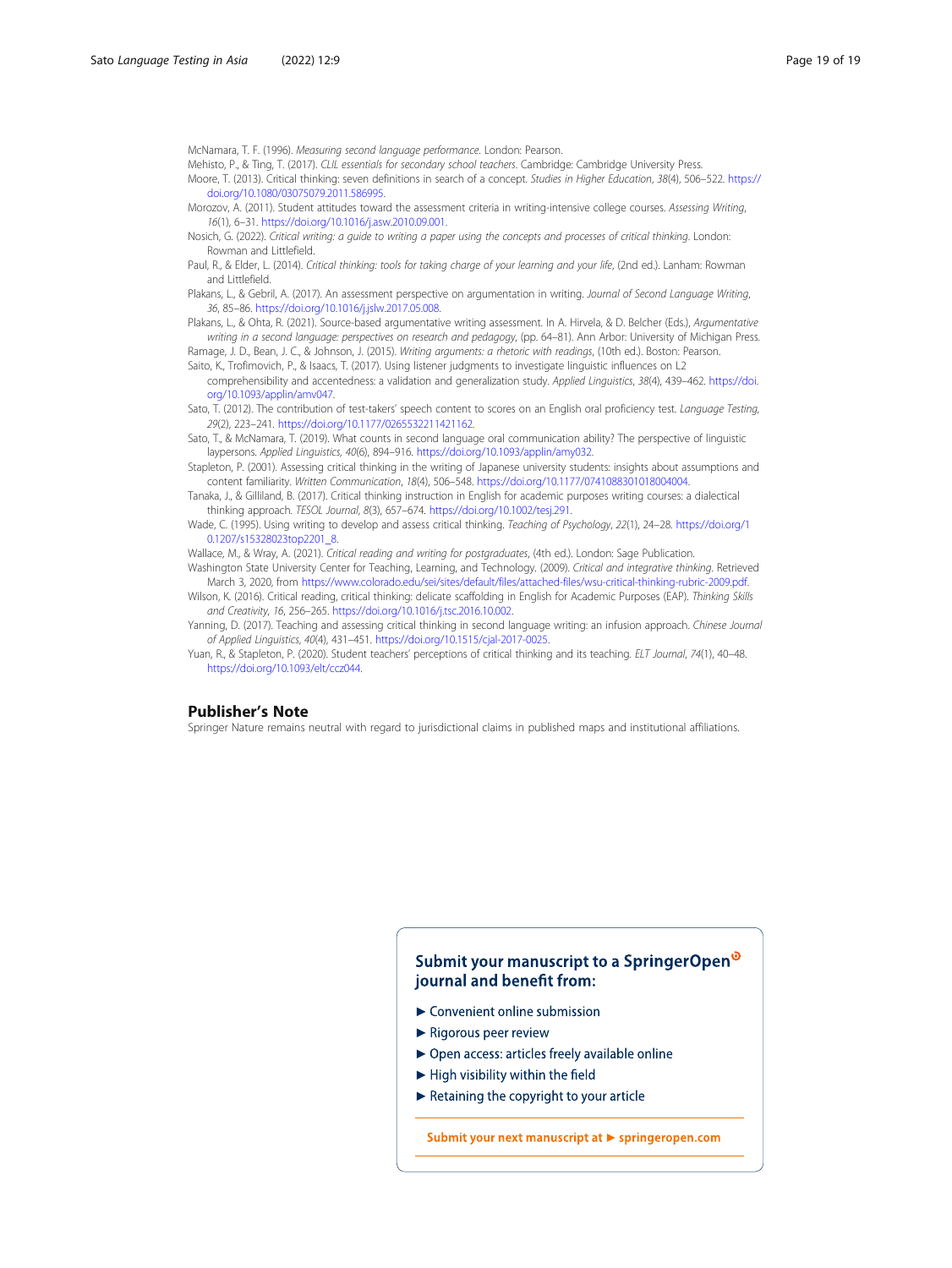McNamara, T. F. (1996). *Measuring second language performance*. London: Pearson.

Mehisto, P., & Ting, T. (2017). *CLIL essentials for secondary school teachers*. Cambridge: Cambridge University Press.

Moore, T. (2013). Critical thinking: seven definitions in search of a concept. *Studies in Higher Education*, *38*(4), 506–522. https://doi.org/10.1080/03075079.2011.586995.

Morozov, A. (2011). Student attitudes toward the assessment criteria in writing-intensive college courses. *Assessing Writing*, *16*(1), 6–31. https://doi.org/10.1016/j.asw.2010.09.001.

Nosich, G. (2022). *Critical writing: a guide to writing a paper using the concepts and processes of critical thinking*. London: Rowman and Littlefield.

Paul, R., & Elder, L. (2014). *Critical thinking: tools for taking charge of your learning and your life*, (2nd ed.). Lanham: Rowman and Littlefield.

Plakans, L., & Gebril, A. (2017). An assessment perspective on argumentation in writing. *Journal of Second Language Writing*, *36*, 85–86. https://doi.org/10.1016/j.jslw.2017.05.008.

Plakans, L., & Ohta, R. (2021). Source-based argumentative writing assessment. In A. Hirvela, & D. Belcher (Eds.), *Argumentative writing in a second language: perspectives on research and pedagogy*, (pp. 64–81). Ann Arbor: University of Michigan Press.

Ramage, J. D., Bean, J. C., & Johnson, J. (2015). *Writing arguments: a rhetoric with readings*, (10th ed.). Boston: Pearson.

Saito, K., Trofimovich, P., & Isaacs, T. (2017). Using listener judgments to investigate linguistic influences on L2 comprehensibility and accentedness: a validation and generalization study. *Applied Linguistics*, *38*(4), 439–462. https://doi.org/10.1093/applin/amv047.

Sato, T. (2012). The contribution of test-takers' speech content to scores on an English oral proficiency test. *Language Testing*, *29*(2), 223–241. https://doi.org/10.1177/0265532211421162.

Sato, T., & McNamara, T. (2019). What counts in second language oral communication ability? The perspective of linguistic laypersons. *Applied Linguistics*, *40*(6), 894–916. https://doi.org/10.1093/applin/amy032.

Stapleton, P. (2001). Assessing critical thinking in the writing of Japanese university students: insights about assumptions and content familiarity. *Written Communication*, *18*(4), 506–548. https://doi.org/10.1177/0741088301018004004.

Tanaka, J., & Gilliland, B. (2017). Critical thinking instruction in English for academic purposes writing courses: a dialectical thinking approach. *TESOL Journal*, *8*(3), 657–674. https://doi.org/10.1002/tesj.291.

Wade, C. (1995). Using writing to develop and assess critical thinking. *Teaching of Psychology*, *22*(1), 24–28. https://doi.org/10.1207/s15328023top2201_8.

Wallace, M., & Wray, A. (2021). *Critical reading and writing for postgraduates*, (4th ed.). London: Sage Publication.

Washington State University Center for Teaching, Learning, and Technology. (2009). *Critical and integrative thinking*. Retrieved March 3, 2020, from https://www.colorado.edu/sei/sites/default/files/attached-files/wsu-critical-thinking-rubric-2009.pdf.

Wilson, K. (2016). Critical reading, critical thinking: delicate scaffolding in English for Academic Purposes (EAP). *Thinking Skills and Creativity*, *16*, 256–265. https://doi.org/10.1016/j.tsc.2016.10.002.

Yanning, D. (2017). Teaching and assessing critical thinking in second language writing: an infusion approach. *Chinese Journal of Applied Linguistics*, *40*(4), 431–451. https://doi.org/10.1515/cjal-2017-0025.

Yuan, R., & Stapleton, P. (2020). Student teachers' perceptions of critical thinking and its teaching. *ELT Journal*, *74*(1), 40–48. https://doi.org/10.1093/elt/ccz044.

## Publisher's Note

Springer Nature remains neutral with regard to jurisdictional claims in published maps and institutional affiliations.

**Submit your manuscript to a SpringerOpen journal and benefit from:**

- ► Convenient online submission
- ► Rigorous peer review
- ► Open access: articles freely available online
- ► High visibility within the field
- ► Retaining the copyright to your article

**Submit your next manuscript at ► springeropen.com**